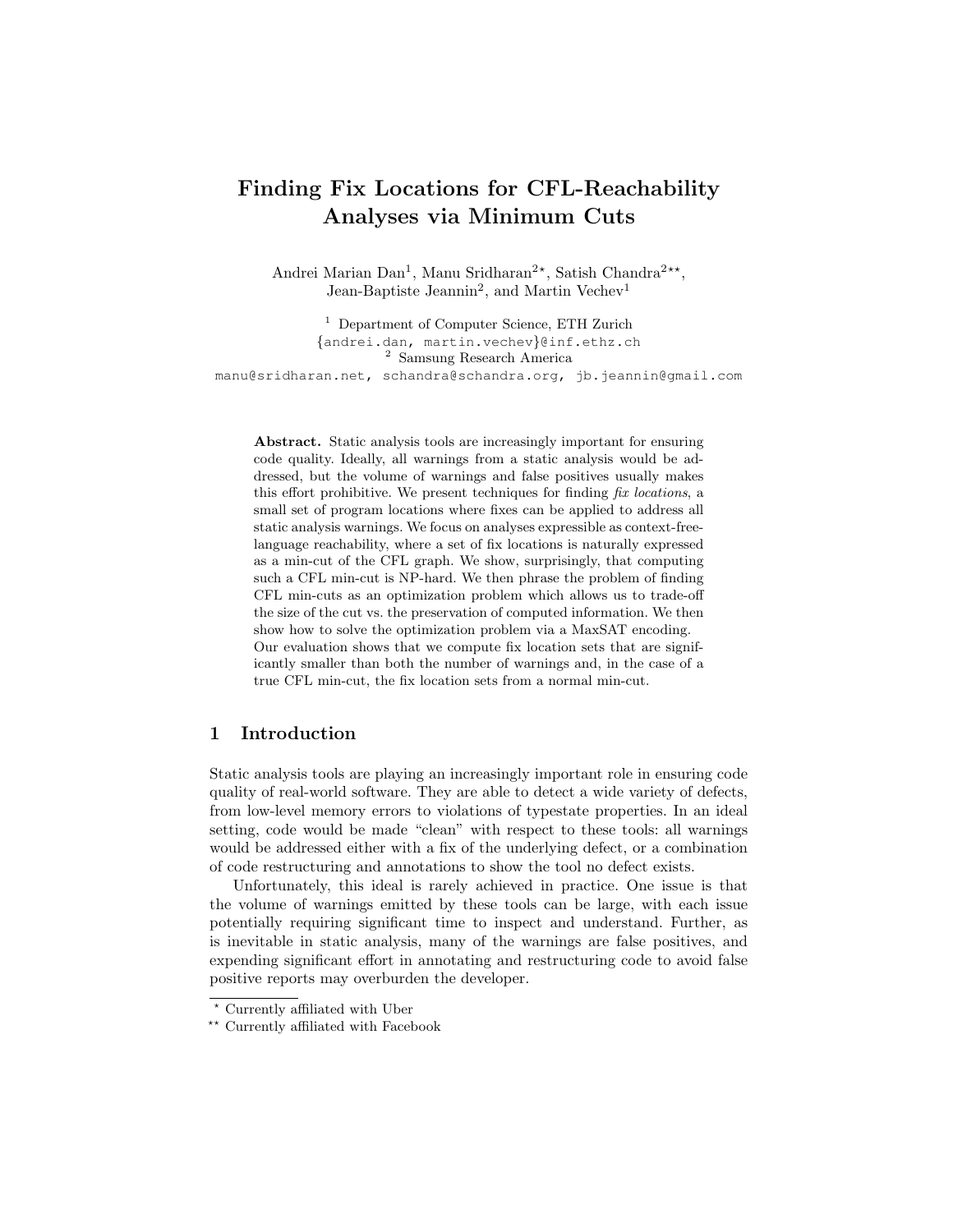# Finding Fix Locations for CFL-Reachability Analyses via Minimum Cuts

Andrei Marian Dan[1], Manu Sridharan[2*], Satish Chandra[2**], Jean-Baptiste Jeannin[2], and Martin Vechev[1]

[1] Department of Computer Science, ETH Zurich
{andrei.dan, martin.vechev}@inf.ethz.ch
[2] Samsung Research America
manu@sridharan.net, schandra@schandra.org, jb.jeannin@gmail.com

**Abstract.** Static analysis tools are increasingly important for ensuring code quality. Ideally, all warnings from a static analysis would be addressed, but the volume of warnings and false positives usually makes this effort prohibitive. We present techniques for finding *fix locations*, a small set of program locations where fixes can be applied to address all static analysis warnings. We focus on analyses expressible as context-free-language reachability, where a set of fix locations is naturally expressed as a min-cut of the CFL graph. We show, surprisingly, that computing such a CFL min-cut is NP-hard. We then phrase the problem of finding CFL min-cuts as an optimization problem which allows us to trade-off the size of the cut vs. the preservation of computed information. We then show how to solve the optimization problem via a MaxSAT encoding. Our evaluation shows that we compute fix location sets that are significantly smaller than both the number of warnings and, in the case of a true CFL min-cut, the fix location sets from a normal min-cut.

## 1 Introduction

Static analysis tools are playing an increasingly important role in ensuring code quality of real-world software. They are able to detect a wide variety of defects, from low-level memory errors to violations of typestate properties. In an ideal setting, code would be made "clean" with respect to these tools: all warnings would be addressed either with a fix of the underlying defect, or a combination of code restructuring and annotations to show the tool no defect exists.

Unfortunately, this ideal is rarely achieved in practice. One issue is that the volume of warnings emitted by these tools can be large, with each issue potentially requiring significant time to inspect and understand. Further, as is inevitable in static analysis, many of the warnings are false positives, and expending significant effort in annotating and restructuring code to avoid false positive reports may overburden the developer.

* Currently affiliated with Uber
** Currently affiliated with Facebook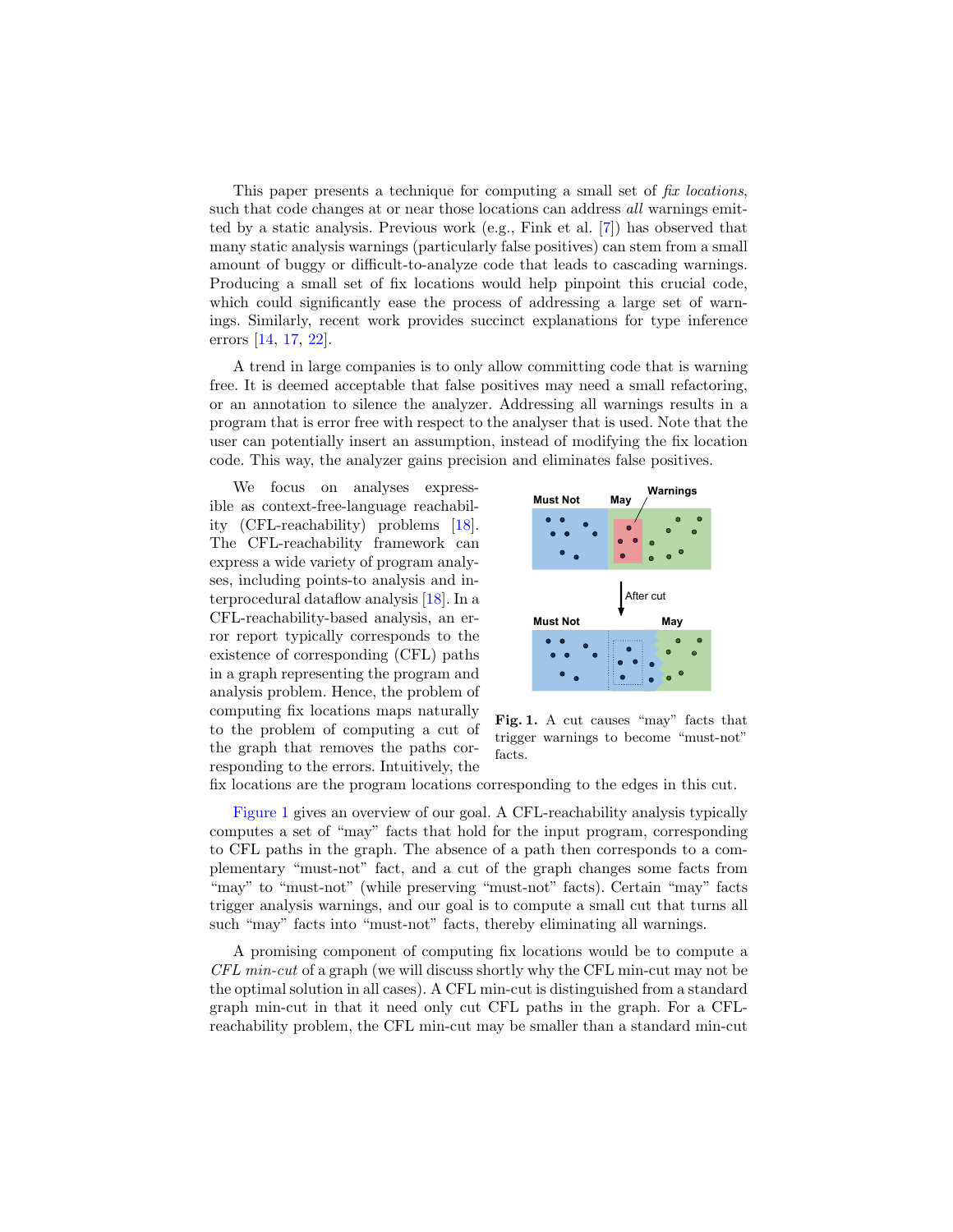This paper presents a technique for computing a small set of *fix locations*, such that code changes at or near those locations can address *all* warnings emitted by a static analysis. Previous work (e.g., Fink et al. [7]) has observed that many static analysis warnings (particularly false positives) can stem from a small amount of buggy or difficult-to-analyze code that leads to cascading warnings. Producing a small set of fix locations would help pinpoint this crucial code, which could significantly ease the process of addressing a large set of warnings. Similarly, recent work provides succinct explanations for type inference errors [14, 17, 22].

A trend in large companies is to only allow committing code that is warning free. It is deemed acceptable that false positives may need a small refactoring, or an annotation to silence the analyzer. Addressing all warnings results in a program that is error free with respect to the analyser that is used. Note that the user can potentially insert an assumption, instead of modifying the fix location code. This way, the analyzer gains precision and eliminates false positives.

We focus on analyses expressible as context-free-language reachability (CFL-reachability) problems [18]. The CFL-reachability framework can express a wide variety of program analyses, including points-to analysis and interprocedural dataflow analysis [18]. In a CFL-reachability-based analysis, an error report typically corresponds to the existence of corresponding (CFL) paths in a graph representing the program and analysis problem. Hence, the problem of computing fix locations maps naturally to the problem of computing a cut of the graph that removes the paths corresponding to the errors. Intuitively, the fix locations are the program locations corresponding to the edges in this cut.

**Fig. 1.** A cut causes "may" facts that trigger warnings to become "must-not" facts.

Figure 1 gives an overview of our goal. A CFL-reachability analysis typically computes a set of "may" facts that hold for the input program, corresponding to CFL paths in the graph. The absence of a path then corresponds to a complementary "must-not" fact, and a cut of the graph changes some facts from "may" to "must-not" (while preserving "must-not" facts). Certain "may" facts trigger analysis warnings, and our goal is to compute a small cut that turns all such "may" facts into "must-not" facts, thereby eliminating all warnings.

A promising component of computing fix locations would be to compute a *CFL min-cut* of a graph (we will discuss shortly why the CFL min-cut may not be the optimal solution in all cases). A CFL min-cut is distinguished from a standard graph min-cut in that it need only cut CFL paths in the graph. For a CFL-reachability problem, the CFL min-cut may be smaller than a standard min-cut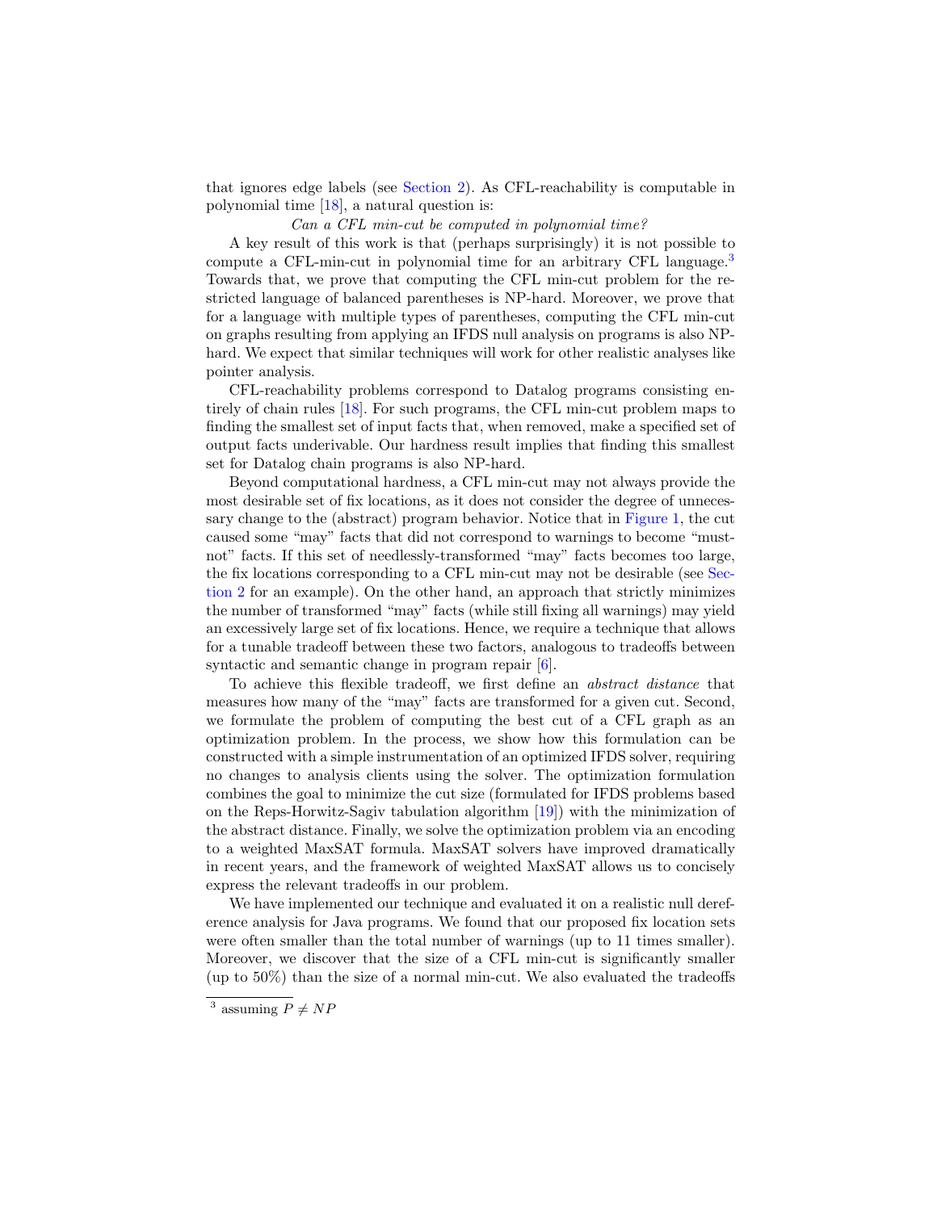that ignores edge labels (see Section 2). As CFL-reachability is computable in polynomial time [18], a natural question is:

*Can a CFL min-cut be computed in polynomial time?*

A key result of this work is that (perhaps surprisingly) it is not possible to compute a CFL-min-cut in polynomial time for an arbitrary CFL language.[3] Towards that, we prove that computing the CFL min-cut problem for the restricted language of balanced parentheses is NP-hard. Moreover, we prove that for a language with multiple types of parentheses, computing the CFL min-cut on graphs resulting from applying an IFDS null analysis on programs is also NP-hard. We expect that similar techniques will work for other realistic analyses like pointer analysis.

CFL-reachability problems correspond to Datalog programs consisting entirely of chain rules [18]. For such programs, the CFL min-cut problem maps to finding the smallest set of input facts that, when removed, make a specified set of output facts underivable. Our hardness result implies that finding this smallest set for Datalog chain programs is also NP-hard.

Beyond computational hardness, a CFL min-cut may not always provide the most desirable set of fix locations, as it does not consider the degree of unnecessary change to the (abstract) program behavior. Notice that in Figure 1, the cut caused some "may" facts that did not correspond to warnings to become "must-not" facts. If this set of needlessly-transformed "may" facts becomes too large, the fix locations corresponding to a CFL min-cut may not be desirable (see Section 2 for an example). On the other hand, an approach that strictly minimizes the number of transformed "may" facts (while still fixing all warnings) may yield an excessively large set of fix locations. Hence, we require a technique that allows for a tunable tradeoff between these two factors, analogous to tradeoffs between syntactic and semantic change in program repair [6].

To achieve this flexible tradeoff, we first define an *abstract distance* that measures how many of the "may" facts are transformed for a given cut. Second, we formulate the problem of computing the best cut of a CFL graph as an optimization problem. In the process, we show how this formulation can be constructed with a simple instrumentation of an optimized IFDS solver, requiring no changes to analysis clients using the solver. The optimization formulation combines the goal to minimize the cut size (formulated for IFDS problems based on the Reps-Horwitz-Sagiv tabulation algorithm [19]) with the minimization of the abstract distance. Finally, we solve the optimization problem via an encoding to a weighted MaxSAT formula. MaxSAT solvers have improved dramatically in recent years, and the framework of weighted MaxSAT allows us to concisely express the relevant tradeoffs in our problem.

We have implemented our technique and evaluated it on a realistic null dereference analysis for Java programs. We found that our proposed fix location sets were often smaller than the total number of warnings (up to 11 times smaller). Moreover, we discover that the size of a CFL min-cut is significantly smaller (up to 50%) than the size of a normal min-cut. We also evaluated the tradeoffs

[3] assuming $P \neq NP$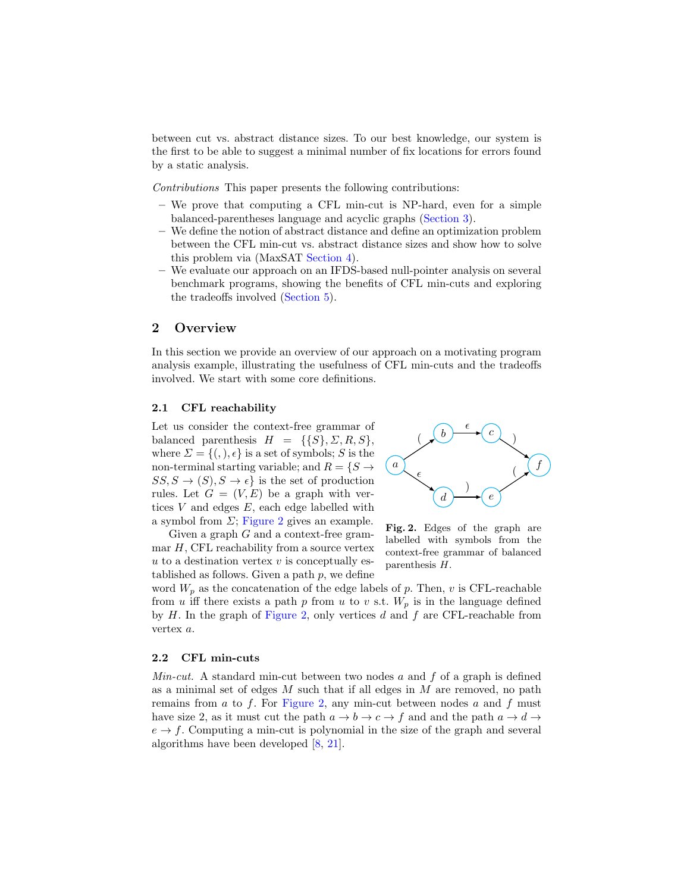between cut vs. abstract distance sizes. To our best knowledge, our system is the first to be able to suggest a minimal number of fix locations for errors found by a static analysis.

*Contributions* This paper presents the following contributions:

- We prove that computing a CFL min-cut is NP-hard, even for a simple balanced-parentheses language and acyclic graphs (Section 3).
- We define the notion of abstract distance and define an optimization problem between the CFL min-cut vs. abstract distance sizes and show how to solve this problem via (MaxSAT Section 4).
- We evaluate our approach on an IFDS-based null-pointer analysis on several benchmark programs, showing the benefits of CFL min-cuts and exploring the tradeoffs involved (Section 5).

## 2 Overview

In this section we provide an overview of our approach on a motivating program analysis example, illustrating the usefulness of CFL min-cuts and the tradeoffs involved. We start with some core definitions.

### 2.1 CFL reachability

Let us consider the context-free grammar of balanced parenthesis $H = \{\{S\}, \Sigma, R, S\}$, where $\Sigma = \{(, ), \epsilon\}$ is a set of symbols; $S$ is the non-terminal starting variable; and $R = \{S \rightarrow SS, S \rightarrow (S), S \rightarrow \epsilon\}$ is the set of production rules. Let $G = (V, E)$ be a graph with vertices $V$ and edges $E$, each edge labelled with a symbol from $\Sigma$; Figure 2 gives an example.

**Fig. 2.** Edges of the graph are labelled with symbols from the context-free grammar of balanced parenthesis $H$.

Given a graph $G$ and a context-free grammar $H$, CFL reachability from a source vertex $u$ to a destination vertex $v$ is conceptually established as follows. Given a path $p$, we define word $W_p$ as the concatenation of the edge labels of $p$. Then, $v$ is CFL-reachable from $u$ iff there exists a path $p$ from $u$ to $v$ s.t. $W_p$ is in the language defined by $H$. In the graph of Figure 2, only vertices $d$ and $f$ are CFL-reachable from vertex $a$.

### 2.2 CFL min-cuts

*Min-cut.* A standard min-cut between two nodes $a$ and $f$ of a graph is defined as a minimal set of edges $M$ such that if all edges in $M$ are removed, no path remains from $a$ to $f$. For Figure 2, any min-cut between nodes $a$ and $f$ must have size 2, as it must cut the path $a \rightarrow b \rightarrow c \rightarrow f$ and and the path $a \rightarrow d \rightarrow e \rightarrow f$. Computing a min-cut is polynomial in the size of the graph and several algorithms have been developed [8, 21].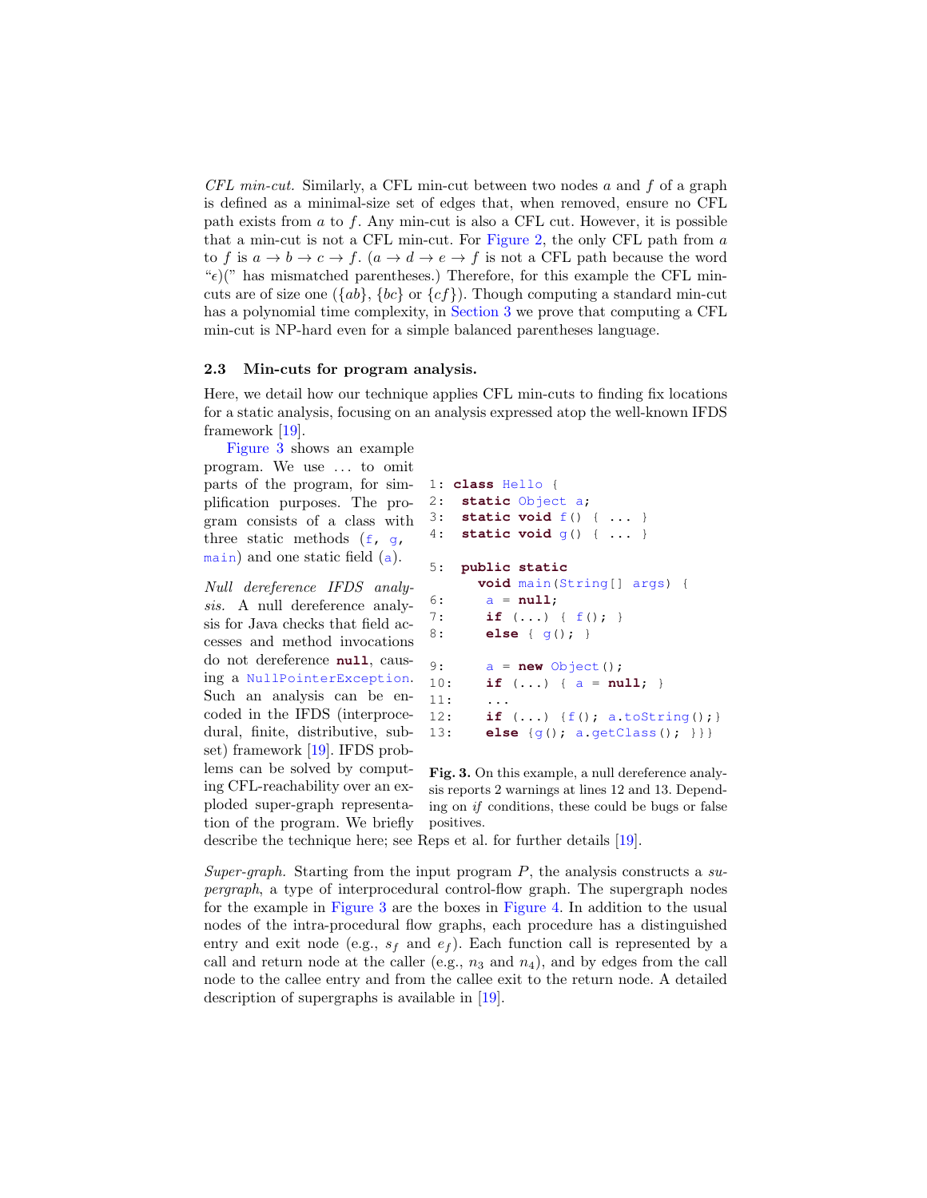*CFL min-cut.* Similarly, a CFL min-cut between two nodes $a$ and $f$ of a graph is defined as a minimal-size set of edges that, when removed, ensure no CFL path exists from $a$ to $f$. Any min-cut is also a CFL cut. However, it is possible that a min-cut is not a CFL min-cut. For Figure 2, the only CFL path from $a$ to $f$ is $a \to b \to c \to f$. ($a \to d \to e \to f$ is not a CFL path because the word "$\epsilon$)(" has mismatched parentheses.) Therefore, for this example the CFL min-cuts are of size one ($\{ab\}$, $\{bc\}$ or $\{cf\}$). Though computing a standard min-cut has a polynomial time complexity, in Section 3 we prove that computing a CFL min-cut is NP-hard even for a simple balanced parentheses language.

### 2.3 Min-cuts for program analysis.

Here, we detail how our technique applies CFL min-cuts to finding fix locations for a static analysis, focusing on an analysis expressed atop the well-known IFDS framework [19].

Figure 3 shows an example program. We use ... to omit parts of the program, for simplification purposes. The program consists of a class with three static methods (`f`, `g`, `main`) and one static field (`a`).

```
1: class Hello {
2:  static Object a;
3:  static void f() { ... }
4:  static void g() { ... }

5:  public static
      void main(String[] args) {
6:     a = null;
7:     if (...) { f(); }
8:     else { g(); }

9:     a = new Object();
10:    if (...) { a = null; }
11:    ...
12:    if (...) {f(); a.toString();}
13:    else {g(); a.getClass(); }}}
```

**Fig. 3.** On this example, a null dereference analysis reports 2 warnings at lines 12 and 13. Depending on *if* conditions, these could be bugs or false positives.

*Null dereference IFDS analysis.* A null dereference analysis for Java checks that field accesses and method invocations do not dereference **null**, causing a `NullPointerException`. Such an analysis can be encoded in the IFDS (interprocedural, finite, distributive, subset) framework [19]. IFDS problems can be solved by computing CFL-reachability over an exploded super-graph representation of the program. We briefly describe the technique here; see Reps et al. for further details [19].

*Super-graph.* Starting from the input program $P$, the analysis constructs a *supergraph*, a type of interprocedural control-flow graph. The supergraph nodes for the example in Figure 3 are the boxes in Figure 4. In addition to the usual nodes of the intra-procedural flow graphs, each procedure has a distinguished entry and exit node (e.g., $s_f$ and $e_f$). Each function call is represented by a call and return node at the caller (e.g., $n_3$ and $n_4$), and by edges from the call node to the callee entry and from the callee exit to the return node. A detailed description of supergraphs is available in [19].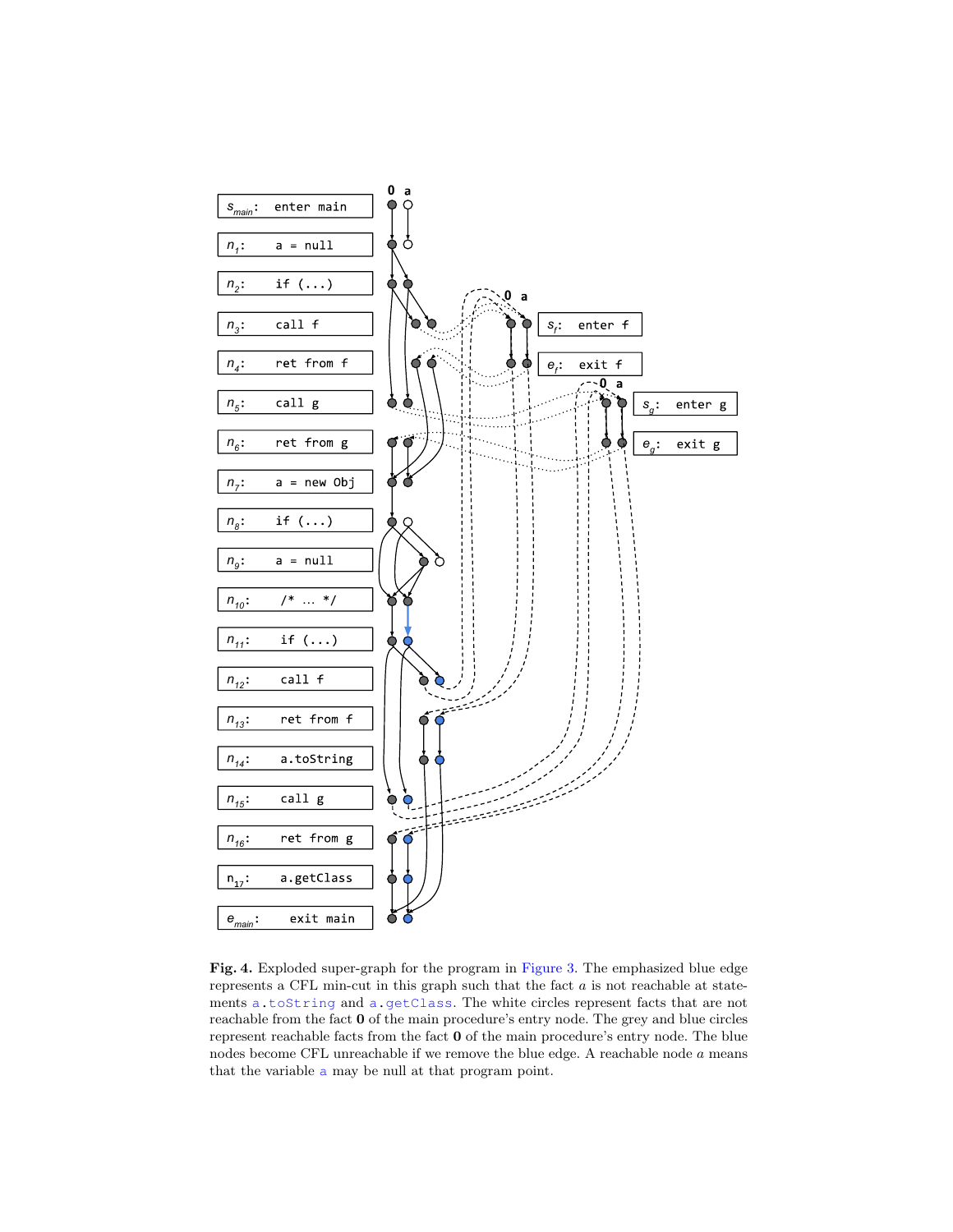**Fig. 4.** Exploded super-graph for the program in Figure 3. The emphasized blue edge represents a CFL min-cut in this graph such that the fact $a$ is not reachable at statements `a.toString` and `a.getClass`. The white circles represent facts that are not reachable from the fact **0** of the main procedure's entry node. The grey and blue circles represent reachable facts from the fact **0** of the main procedure's entry node. The blue nodes become CFL unreachable if we remove the blue edge. A reachable node $a$ means that the variable `a` may be null at that program point.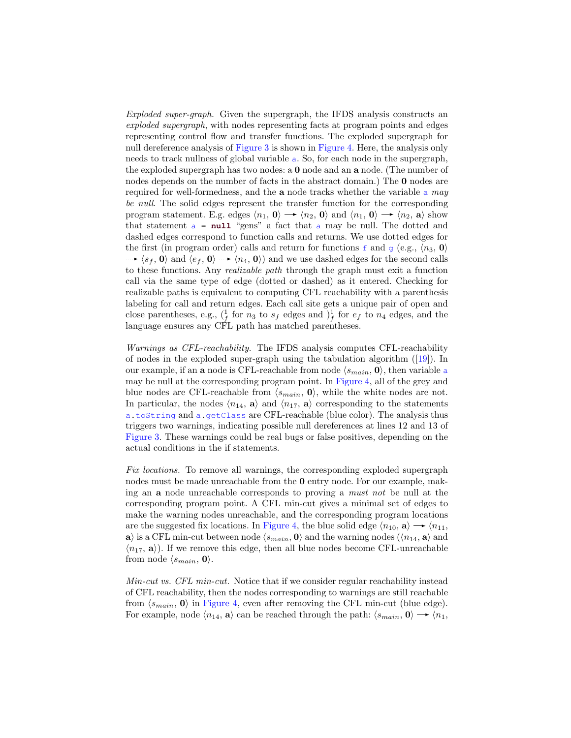*Exploded super-graph.* Given the supergraph, the IFDS analysis constructs an *exploded supergraph*, with nodes representing facts at program points and edges representing control flow and transfer functions. The exploded supergraph for null dereference analysis of Figure 3 is shown in Figure 4. Here, the analysis only needs to track nullness of global variable `a`. So, for each node in the supergraph, the exploded supergraph has two nodes: a **0** node and an **a** node. (The number of nodes depends on the number of facts in the abstract domain.) The **0** nodes are required for well-formedness, and the **a** node tracks whether the variable `a` *may be null*. The solid edges represent the transfer function for the corresponding program statement. E.g. edges $\langle n_1, \mathbf{0}\rangle \rightarrow \langle n_2, \mathbf{0}\rangle$ and $\langle n_1, \mathbf{0}\rangle \rightarrow \langle n_2, \mathbf{a}\rangle$ show that statement `a = null` "gens" a fact that `a` may be null. The dotted and dashed edges correspond to function calls and returns. We use dotted edges for the first (in program order) calls and return for functions `f` and `g` (e.g., $\langle n_3, \mathbf{0}\rangle \dashrightarrow \langle s_f, \mathbf{0}\rangle$ and $\langle e_f, \mathbf{0}\rangle \dashrightarrow \langle n_4, \mathbf{0}\rangle$) and we use dashed edges for the second calls to these functions. Any *realizable path* through the graph must exit a function call via the same type of edge (dotted or dashed) as it entered. Checking for realizable paths is equivalent to computing CFL reachability with a parenthesis labeling for call and return edges. Each call site gets a unique pair of open and close parentheses, e.g., $(^1_f$ for $n_3$ to $s_f$ edges and $)^1_f$ for $e_f$ to $n_4$ edges, and the language ensures any CFL path has matched parentheses.

*Warnings as CFL-reachability.* The IFDS analysis computes CFL-reachability of nodes in the exploded super-graph using the tabulation algorithm ([19]). In our example, if an **a** node is CFL-reachable from node $\langle s_{main}, \mathbf{0}\rangle$, then variable `a` may be null at the corresponding program point. In Figure 4, all of the grey and blue nodes are CFL-reachable from $\langle s_{main}, \mathbf{0}\rangle$, while the white nodes are not. In particular, the nodes $\langle n_{14}, \mathbf{a}\rangle$ and $\langle n_{17}, \mathbf{a}\rangle$ corresponding to the statements `a.toString` and `a.getClass` are CFL-reachable (blue color). The analysis thus triggers two warnings, indicating possible null dereferences at lines 12 and 13 of Figure 3. These warnings could be real bugs or false positives, depending on the actual conditions in the if statements.

*Fix locations.* To remove all warnings, the corresponding exploded supergraph nodes must be made unreachable from the **0** entry node. For our example, making an **a** node unreachable corresponds to proving a *must not* be null at the corresponding program point. A CFL min-cut gives a minimal set of edges to make the warning nodes unreachable, and the corresponding program locations are the suggested fix locations. In Figure 4, the blue solid edge $\langle n_{10}, \mathbf{a}\rangle \rightarrow \langle n_{11}, \mathbf{a}\rangle$ is a CFL min-cut between node $\langle s_{main}, \mathbf{0}\rangle$ and the warning nodes ($\langle n_{14}, \mathbf{a}\rangle$ and $\langle n_{17}, \mathbf{a}\rangle$). If we remove this edge, then all blue nodes become CFL-unreachable from node $\langle s_{main}, \mathbf{0}\rangle$.

*Min-cut vs. CFL min-cut.* Notice that if we consider regular reachability instead of CFL reachability, then the nodes corresponding to warnings are still reachable from $\langle s_{main}, \mathbf{0}\rangle$ in Figure 4, even after removing the CFL min-cut (blue edge). For example, node $\langle n_{14}, \mathbf{a}\rangle$ can be reached through the path: $\langle s_{main}, \mathbf{0}\rangle \rightarrow \langle n_1,$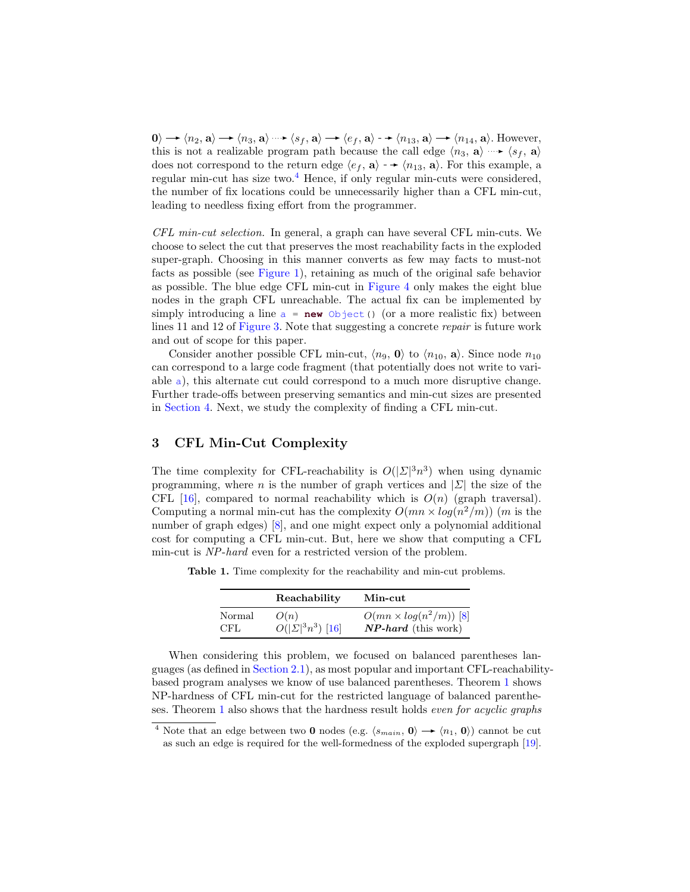$\mathbf{0}\rangle \longrightarrow \langle n_2, \mathbf{a}\rangle \longrightarrow \langle n_3, \mathbf{a}\rangle \cdots\!\!\rightarrow \langle s_f, \mathbf{a}\rangle \longrightarrow \langle e_f, \mathbf{a}\rangle \dashrightarrow \langle n_{13}, \mathbf{a}\rangle \longrightarrow \langle n_{14}, \mathbf{a}\rangle$. However, this is not a realizable program path because the call edge $\langle n_3, \mathbf{a}\rangle \cdots\!\!\rightarrow \langle s_f, \mathbf{a}\rangle$ does not correspond to the return edge $\langle e_f, \mathbf{a}\rangle \dashrightarrow \langle n_{13}, \mathbf{a}\rangle$. For this example, a regular min-cut has size two.[4] Hence, if only regular min-cuts were considered, the number of fix locations could be unnecessarily higher than a CFL min-cut, leading to needless fixing effort from the programmer.

*CFL min-cut selection.* In general, a graph can have several CFL min-cuts. We choose to select the cut that preserves the most reachability facts in the exploded super-graph. Choosing in this manner converts as few may facts to must-not facts as possible (see Figure 1), retaining as much of the original safe behavior as possible. The blue edge CFL min-cut in Figure 4 only makes the eight blue nodes in the graph CFL unreachable. The actual fix can be implemented by simply introducing a line `a = new Object()` (or a more realistic fix) between lines 11 and 12 of Figure 3. Note that suggesting a concrete *repair* is future work and out of scope for this paper.

Consider another possible CFL min-cut, $\langle n_9, \mathbf{0}\rangle$ to $\langle n_{10}, \mathbf{a}\rangle$. Since node $n_{10}$ can correspond to a large code fragment (that potentially does not write to variable `a`), this alternate cut could correspond to a much more disruptive change. Further trade-offs between preserving semantics and min-cut sizes are presented in Section 4. Next, we study the complexity of finding a CFL min-cut.

## 3 CFL Min-Cut Complexity

The time complexity for CFL-reachability is $O(|\Sigma|^3 n^3)$ when using dynamic programming, where $n$ is the number of graph vertices and $|\Sigma|$ the size of the CFL [16], compared to normal reachability which is $O(n)$ (graph traversal). Computing a normal min-cut has the complexity $O(mn \times log(n^2/m))$ ($m$ is the number of graph edges) [8], and one might expect only a polynomial additional cost for computing a CFL min-cut. But, here we show that computing a CFL min-cut is *NP-hard* even for a restricted version of the problem.

**Table 1.** Time complexity for the reachability and min-cut problems.

| | **Reachability** | **Min-cut** |
|---|---|---|
| Normal | $O(n)$ | $O(mn \times log(n^2/m))$ [8] |
| CFL | $O(\|\Sigma\|^3 n^3)$ [16] | ***NP-hard*** (this work) |

When considering this problem, we focused on balanced parentheses languages (as defined in Section 2.1), as most popular and important CFL-reachability-based program analyses we know of use balanced parentheses. Theorem 1 shows NP-hardness of CFL min-cut for the restricted language of balanced parentheses. Theorem 1 also shows that the hardness result holds *even for acyclic graphs*

[4] Note that an edge between two **0** nodes (e.g. $\langle s_{main}, \mathbf{0}\rangle \longrightarrow \langle n_1, \mathbf{0}\rangle$) cannot be cut as such an edge is required for the well-formedness of the exploded supergraph [19].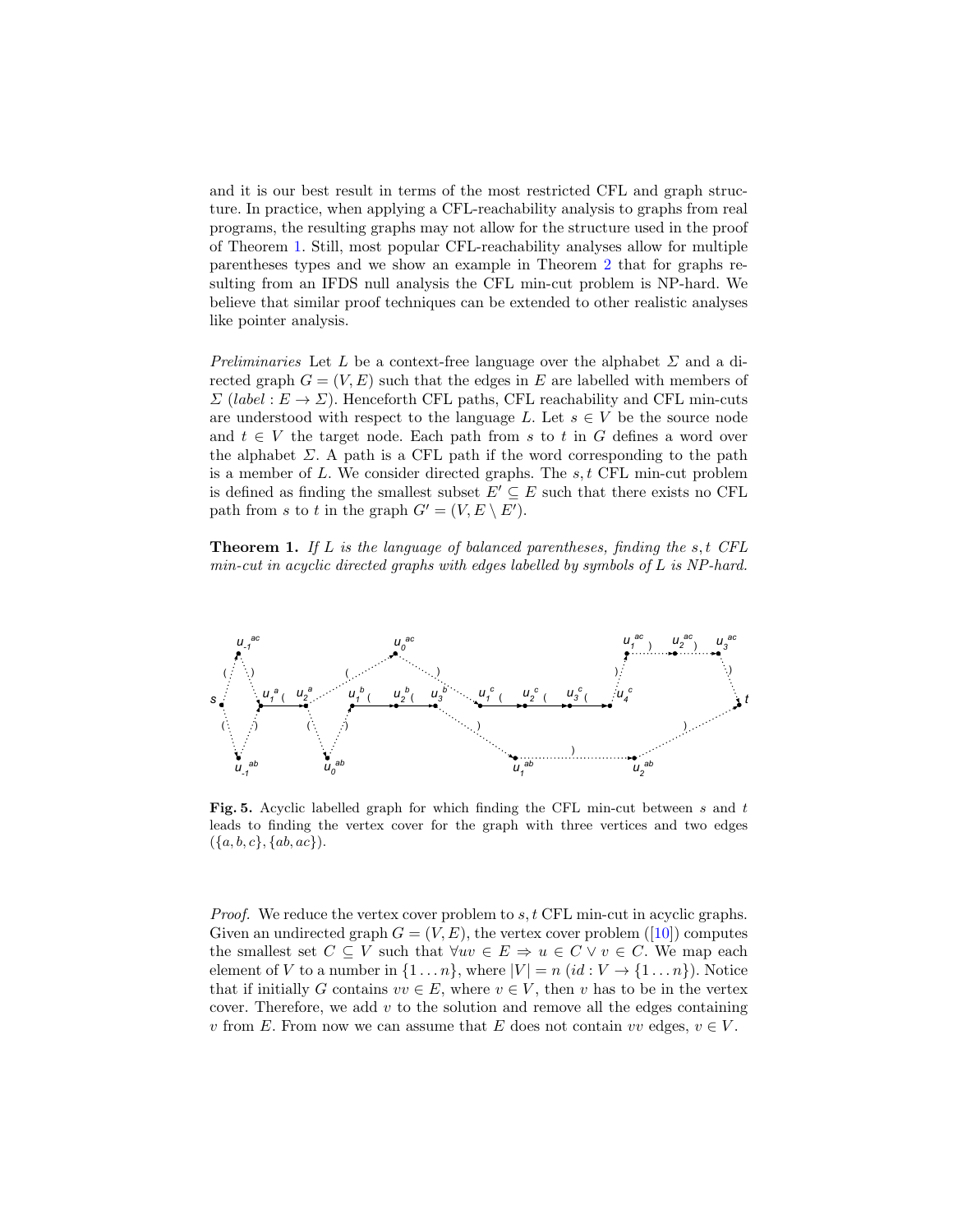and it is our best result in terms of the most restricted CFL and graph structure. In practice, when applying a CFL-reachability analysis to graphs from real programs, the resulting graphs may not allow for the structure used in the proof of Theorem 1. Still, most popular CFL-reachability analyses allow for multiple parentheses types and we show an example in Theorem 2 that for graphs resulting from an IFDS null analysis the CFL min-cut problem is NP-hard. We believe that similar proof techniques can be extended to other realistic analyses like pointer analysis.

*Preliminaries* Let $L$ be a context-free language over the alphabet $\Sigma$ and a directed graph $G = (V, E)$ such that the edges in $E$ are labelled with members of $\Sigma$ ($label : E \to \Sigma$). Henceforth CFL paths, CFL reachability and CFL min-cuts are understood with respect to the language $L$. Let $s \in V$ be the source node and $t \in V$ the target node. Each path from $s$ to $t$ in $G$ defines a word over the alphabet $\Sigma$. A path is a CFL path if the word corresponding to the path is a member of $L$. We consider directed graphs. The $s, t$ CFL min-cut problem is defined as finding the smallest subset $E' \subseteq E$ such that there exists no CFL path from $s$ to $t$ in the graph $G' = (V, E \setminus E')$.

**Theorem 1.** *If $L$ is the language of balanced parentheses, finding the $s, t$ CFL min-cut in acyclic directed graphs with edges labelled by symbols of $L$ is NP-hard.*

**Fig. 5.** Acyclic labelled graph for which finding the CFL min-cut between $s$ and $t$ leads to finding the vertex cover for the graph with three vertices and two edges $(\{a, b, c\}, \{ab, ac\})$.

*Proof.* We reduce the vertex cover problem to $s, t$ CFL min-cut in acyclic graphs. Given an undirected graph $G = (V, E)$, the vertex cover problem ([10]) computes the smallest set $C \subseteq V$ such that $\forall uv \in E \Rightarrow u \in C \vee v \in C$. We map each element of $V$ to a number in $\{1 \dots n\}$, where $|V| = n$ ($id : V \to \{1 \dots n\}$). Notice that if initially $G$ contains $vv \in E$, where $v \in V$, then $v$ has to be in the vertex cover. Therefore, we add $v$ to the solution and remove all the edges containing $v$ from $E$. From now we can assume that $E$ does not contain $vv$ edges, $v \in V$.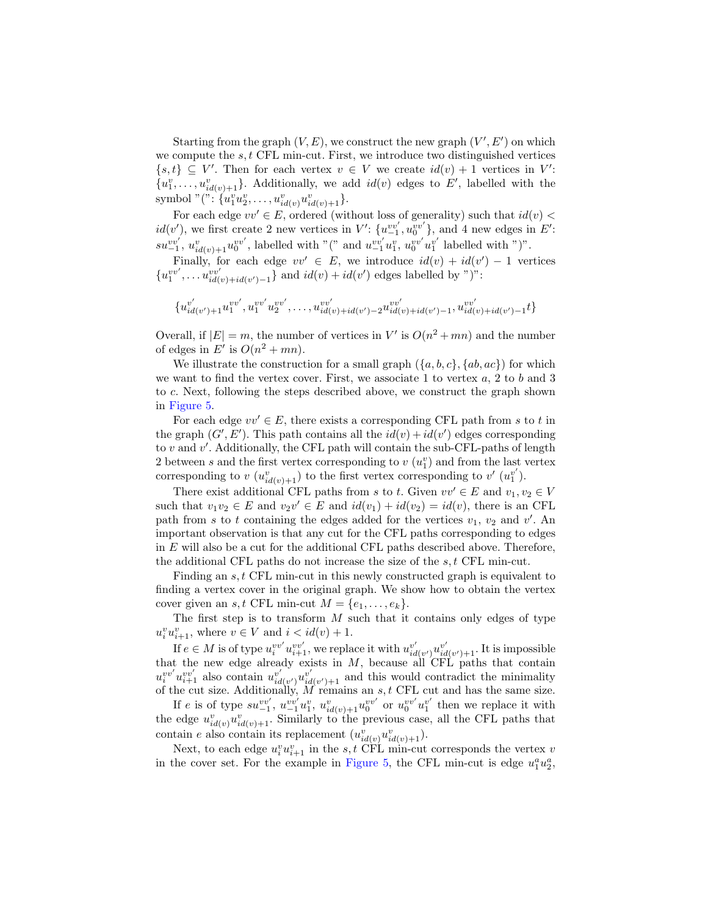Starting from the graph $(V, E)$, we construct the new graph $(V', E')$ on which we compute the $s, t$ CFL min-cut. First, we introduce two distinguished vertices $\{s, t\} \subseteq V'$. Then for each vertex $v \in V$ we create $id(v) + 1$ vertices in $V'$: $\{u^v_1, \ldots, u^v_{id(v)+1}\}$. Additionally, we add $id(v)$ edges to $E'$, labelled with the symbol "(": $\{u^v_1 u^v_2, \ldots, u^v_{id(v)} u^v_{id(v)+1}\}$.

For each edge $vv' \in E$, ordered (without loss of generality) such that $id(v) < id(v')$, we first create 2 new vertices in $V'$: $\{u^{vv'}_{-1}, u^{vv'}_0\}$, and 4 new edges in $E'$: $su^{vv'}_{-1}$, $u^v_{id(v)+1}u^{vv'}_0$, labelled with "(" and $u^{vv'}_{-1}u^v_1$, $u^{vv'}_0 u^{v'}_1$ labelled with ")".

Finally, for each edge $vv' \in E$, we introduce $id(v) + id(v') - 1$ vertices $\{u^{vv'}_1, \ldots u^{vv'}_{id(v)+id(v')-1}\}$ and $id(v) + id(v')$ edges labelled by ")":

$$\{u^{v'}_{id(v')+1}u^{vv'}_1, u^{vv'}_1 u^{vv'}_2, \ldots, u^{vv'}_{id(v)+id(v')-2}u^{vv'}_{id(v)+id(v')-1}, u^{vv'}_{id(v)+id(v')-1}t\}$$

Overall, if $|E| = m$, the number of vertices in $V'$ is $O(n^2 + mn)$ and the number of edges in $E'$ is $O(n^2 + mn)$.

We illustrate the construction for a small graph $(\{a, b, c\}, \{ab, ac\})$ for which we want to find the vertex cover. First, we associate 1 to vertex $a$, 2 to $b$ and 3 to $c$. Next, following the steps described above, we construct the graph shown in Figure 5.

For each edge $vv' \in E$, there exists a corresponding CFL path from $s$ to $t$ in the graph $(G', E')$. This path contains all the $id(v) + id(v')$ edges corresponding to $v$ and $v'$. Additionally, the CFL path will contain the sub-CFL-paths of length 2 between $s$ and the first vertex corresponding to $v$ ($u^v_1$) and from the last vertex corresponding to $v$ ($u^v_{id(v)+1}$) to the first vertex corresponding to $v'$ ($u^{v'}_1$).

There exist additional CFL paths from $s$ to $t$. Given $vv' \in E$ and $v_1, v_2 \in V$ such that $v_1v_2 \in E$ and $v_2v' \in E$ and $id(v_1) + id(v_2) = id(v)$, there is an CFL path from $s$ to $t$ containing the edges added for the vertices $v_1$, $v_2$ and $v'$. An important observation is that any cut for the CFL paths corresponding to edges in $E$ will also be a cut for the additional CFL paths described above. Therefore, the additional CFL paths do not increase the size of the $s, t$ CFL min-cut.

Finding an $s, t$ CFL min-cut in this newly constructed graph is equivalent to finding a vertex cover in the original graph. We show how to obtain the vertex cover given an $s, t$ CFL min-cut $M = \{e_1, \ldots, e_k\}$.

The first step is to transform $M$ such that it contains only edges of type $u^v_i u^v_{i+1}$, where $v \in V$ and $i < id(v) + 1$.

If $e \in M$ is of type $u^{vv'}_i u^{vv'}_{i+1}$, we replace it with $u^{v'}_{id(v')}u^{v'}_{id(v')+1}$. It is impossible that the new edge already exists in $M$, because all CFL paths that contain $u^{vv'}_i u^{vv'}_{i+1}$ also contain $u^{v'}_{id(v')}u^{v'}_{id(v')+1}$ and this would contradict the minimality of the cut size. Additionally, $M$ remains an $s, t$ CFL cut and has the same size.

If $e$ is of type $su^{vv'}_{-1}$, $u^{vv'}_{-1}u^v_1$, $u^v_{id(v)+1}u^{vv'}_0$ or $u^{vv'}_0 u^{v'}_1$ then we replace it with the edge $u^v_{id(v)}u^v_{id(v)+1}$. Similarly to the previous case, all the CFL paths that contain $e$ also contain its replacement ($u^v_{id(v)}u^v_{id(v)+1}$).

Next, to each edge $u^v_i u^v_{i+1}$ in the $s, t$ CFL min-cut corresponds the vertex $v$ in the cover set. For the example in Figure 5, the CFL min-cut is edge $u^a_1 u^a_2$,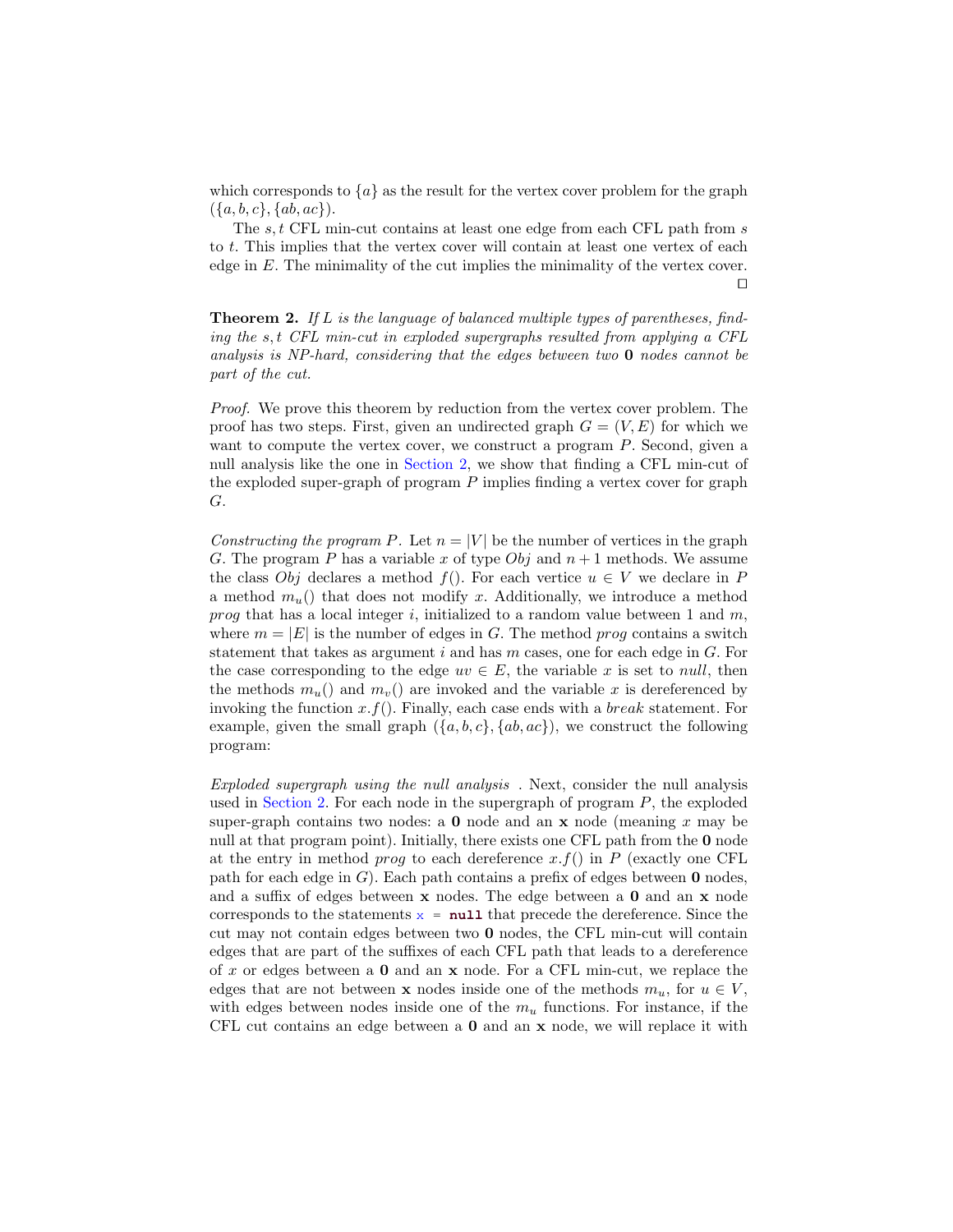which corresponds to $\{a\}$ as the result for the vertex cover problem for the graph $(\{a, b, c\}, \{ab, ac\})$.

The $s, t$ CFL min-cut contains at least one edge from each CFL path from $s$ to $t$. This implies that the vertex cover will contain at least one vertex of each edge in $E$. The minimality of the cut implies the minimality of the vertex cover. ◻

**Theorem 2.** *If $L$ is the language of balanced multiple types of parentheses, finding the $s, t$ CFL min-cut in exploded supergraphs resulted from applying a CFL analysis is NP-hard, considering that the edges between two $\mathbf{0}$ nodes cannot be part of the cut.*

*Proof.* We prove this theorem by reduction from the vertex cover problem. The proof has two steps. First, given an undirected graph $G = (V, E)$ for which we want to compute the vertex cover, we construct a program $P$. Second, given a null analysis like the one in Section 2, we show that finding a CFL min-cut of the exploded super-graph of program $P$ implies finding a vertex cover for graph $G$.

*Constructing the program $P$.* Let $n = |V|$ be the number of vertices in the graph $G$. The program $P$ has a variable $x$ of type $Obj$ and $n+1$ methods. We assume the class $Obj$ declares a method $f()$. For each vertice $u \in V$ we declare in $P$ a method $m_u()$ that does not modify $x$. Additionally, we introduce a method *prog* that has a local integer $i$, initialized to a random value between 1 and $m$, where $m = |E|$ is the number of edges in $G$. The method *prog* contains a switch statement that takes as argument $i$ and has $m$ cases, one for each edge in $G$. For the case corresponding to the edge $uv \in E$, the variable $x$ is set to *null*, then the methods $m_u()$ and $m_v()$ are invoked and the variable $x$ is dereferenced by invoking the function $x.f()$. Finally, each case ends with a *break* statement. For example, given the small graph $(\{a, b, c\}, \{ab, ac\})$, we construct the following program:

*Exploded supergraph using the null analysis* . Next, consider the null analysis used in Section 2. For each node in the supergraph of program $P$, the exploded super-graph contains two nodes: a $\mathbf{0}$ node and an $\mathbf{x}$ node (meaning $x$ may be null at that program point). Initially, there exists one CFL path from the $\mathbf{0}$ node at the entry in method *prog* to each dereference $x.f()$ in $P$ (exactly one CFL path for each edge in $G$). Each path contains a prefix of edges between $\mathbf{0}$ nodes, and a suffix of edges between $\mathbf{x}$ nodes. The edge between a $\mathbf{0}$ and an $\mathbf{x}$ node corresponds to the statements `x = null` that precede the dereference. Since the cut may not contain edges between two $\mathbf{0}$ nodes, the CFL min-cut will contain edges that are part of the suffixes of each CFL path that leads to a dereference of $x$ or edges between a $\mathbf{0}$ and an $\mathbf{x}$ node. For a CFL min-cut, we replace the edges that are not between $\mathbf{x}$ nodes inside one of the methods $m_u$, for $u \in V$, with edges between nodes inside one of the $m_u$ functions. For instance, if the CFL cut contains an edge between a $\mathbf{0}$ and an $\mathbf{x}$ node, we will replace it with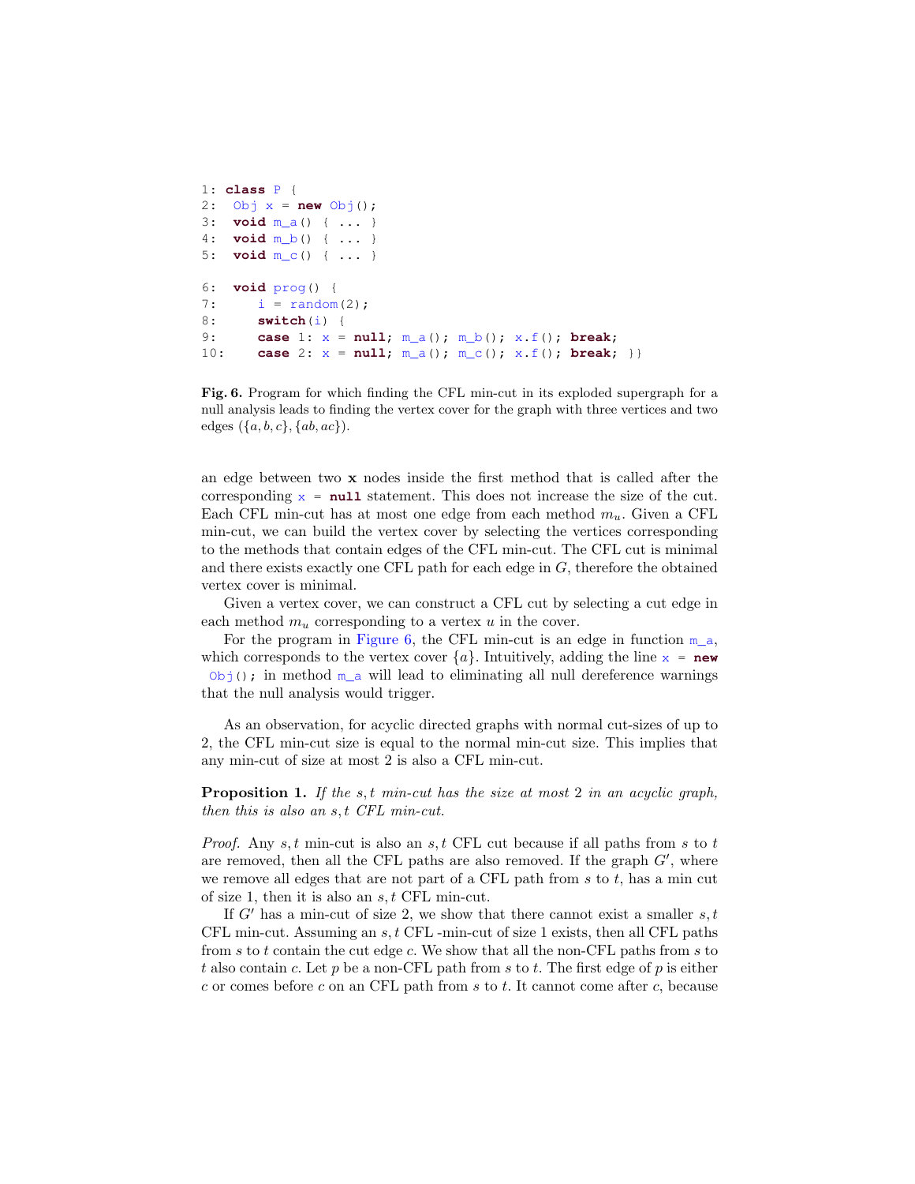```
1: class P {
2:  Obj x = new Obj();
3:  void m_a() { ... }
4:  void m_b() { ... }
5:  void m_c() { ... }

6:  void prog() {
7:     i = random(2);
8:     switch(i) {
9:     case 1: x = null; m_a(); m_b(); x.f(); break;
10:    case 2: x = null; m_a(); m_c(); x.f(); break; }}
```

**Fig. 6.** Program for which finding the CFL min-cut in its exploded supergraph for a null analysis leads to finding the vertex cover for the graph with three vertices and two edges ($\{a, b, c\}, \{ab, ac\}$).

an edge between two **x** nodes inside the first method that is called after the corresponding `x = null` statement. This does not increase the size of the cut. Each CFL min-cut has at most one edge from each method $m_u$. Given a CFL min-cut, we can build the vertex cover by selecting the vertices corresponding to the methods that contain edges of the CFL min-cut. The CFL cut is minimal and there exists exactly one CFL path for each edge in $G$, therefore the obtained vertex cover is minimal.

Given a vertex cover, we can construct a CFL cut by selecting a cut edge in each method $m_u$ corresponding to a vertex $u$ in the cover.

For the program in Figure 6, the CFL min-cut is an edge in function `m_a`, which corresponds to the vertex cover $\{a\}$. Intuitively, adding the line `x = new Obj();` in method `m_a` will lead to eliminating all null dereference warnings that the null analysis would trigger.

As an observation, for acyclic directed graphs with normal cut-sizes of up to 2, the CFL min-cut size is equal to the normal min-cut size. This implies that any min-cut of size at most 2 is also a CFL min-cut.

**Proposition 1.** *If the $s, t$ min-cut has the size at most 2 in an acyclic graph, then this is also an $s, t$ CFL min-cut.*

*Proof.* Any $s, t$ min-cut is also an $s, t$ CFL cut because if all paths from $s$ to $t$ are removed, then all the CFL paths are also removed. If the graph $G'$, where we remove all edges that are not part of a CFL path from $s$ to $t$, has a min cut of size 1, then it is also an $s, t$ CFL min-cut.

If $G'$ has a min-cut of size 2, we show that there cannot exist a smaller $s, t$ CFL min-cut. Assuming an $s, t$ CFL -min-cut of size 1 exists, then all CFL paths from $s$ to $t$ contain the cut edge $c$. We show that all the non-CFL paths from $s$ to $t$ also contain $c$. Let $p$ be a non-CFL path from $s$ to $t$. The first edge of $p$ is either $c$ or comes before $c$ on an CFL path from $s$ to $t$. It cannot come after $c$, because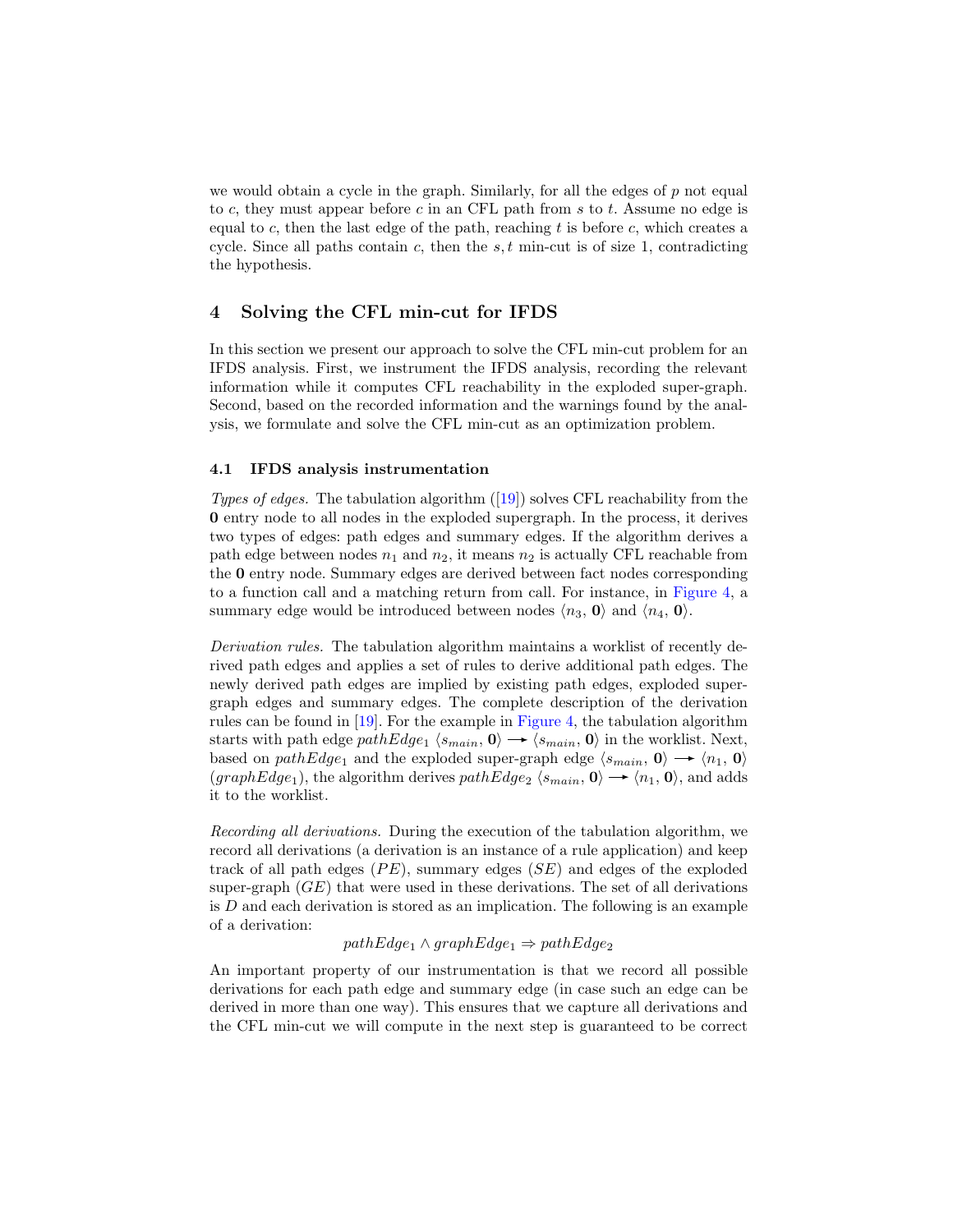we would obtain a cycle in the graph. Similarly, for all the edges of $p$ not equal to $c$, they must appear before $c$ in an CFL path from $s$ to $t$. Assume no edge is equal to $c$, then the last edge of the path, reaching $t$ is before $c$, which creates a cycle. Since all paths contain $c$, then the $s, t$ min-cut is of size 1, contradicting the hypothesis.

## 4 Solving the CFL min-cut for IFDS

In this section we present our approach to solve the CFL min-cut problem for an IFDS analysis. First, we instrument the IFDS analysis, recording the relevant information while it computes CFL reachability in the exploded super-graph. Second, based on the recorded information and the warnings found by the analysis, we formulate and solve the CFL min-cut as an optimization problem.

### 4.1 IFDS analysis instrumentation

*Types of edges.* The tabulation algorithm ([19]) solves CFL reachability from the **0** entry node to all nodes in the exploded supergraph. In the process, it derives two types of edges: path edges and summary edges. If the algorithm derives a path edge between nodes $n_1$ and $n_2$, it means $n_2$ is actually CFL reachable from the **0** entry node. Summary edges are derived between fact nodes corresponding to a function call and a matching return from call. For instance, in Figure 4, a summary edge would be introduced between nodes $\langle n_3, \mathbf{0}\rangle$ and $\langle n_4, \mathbf{0}\rangle$.

*Derivation rules.* The tabulation algorithm maintains a worklist of recently derived path edges and applies a set of rules to derive additional path edges. The newly derived path edges are implied by existing path edges, exploded supergraph edges and summary edges. The complete description of the derivation rules can be found in [19]. For the example in Figure 4, the tabulation algorithm starts with path edge $pathEdge_1$ $\langle s_{main}, \mathbf{0}\rangle \longrightarrow \langle s_{main}, \mathbf{0}\rangle$ in the worklist. Next, based on $pathEdge_1$ and the exploded super-graph edge $\langle s_{main}, \mathbf{0}\rangle \longrightarrow \langle n_1, \mathbf{0}\rangle$ ($graphEdge_1$), the algorithm derives $pathEdge_2$ $\langle s_{main}, \mathbf{0}\rangle \longrightarrow \langle n_1, \mathbf{0}\rangle$, and adds it to the worklist.

*Recording all derivations.* During the execution of the tabulation algorithm, we record all derivations (a derivation is an instance of a rule application) and keep track of all path edges ($PE$), summary edges ($SE$) and edges of the exploded super-graph ($GE$) that were used in these derivations. The set of all derivations is $D$ and each derivation is stored as an implication. The following is an example of a derivation:

$$pathEdge_1 \wedge graphEdge_1 \Rightarrow pathEdge_2$$

An important property of our instrumentation is that we record all possible derivations for each path edge and summary edge (in case such an edge can be derived in more than one way). This ensures that we capture all derivations and the CFL min-cut we will compute in the next step is guaranteed to be correct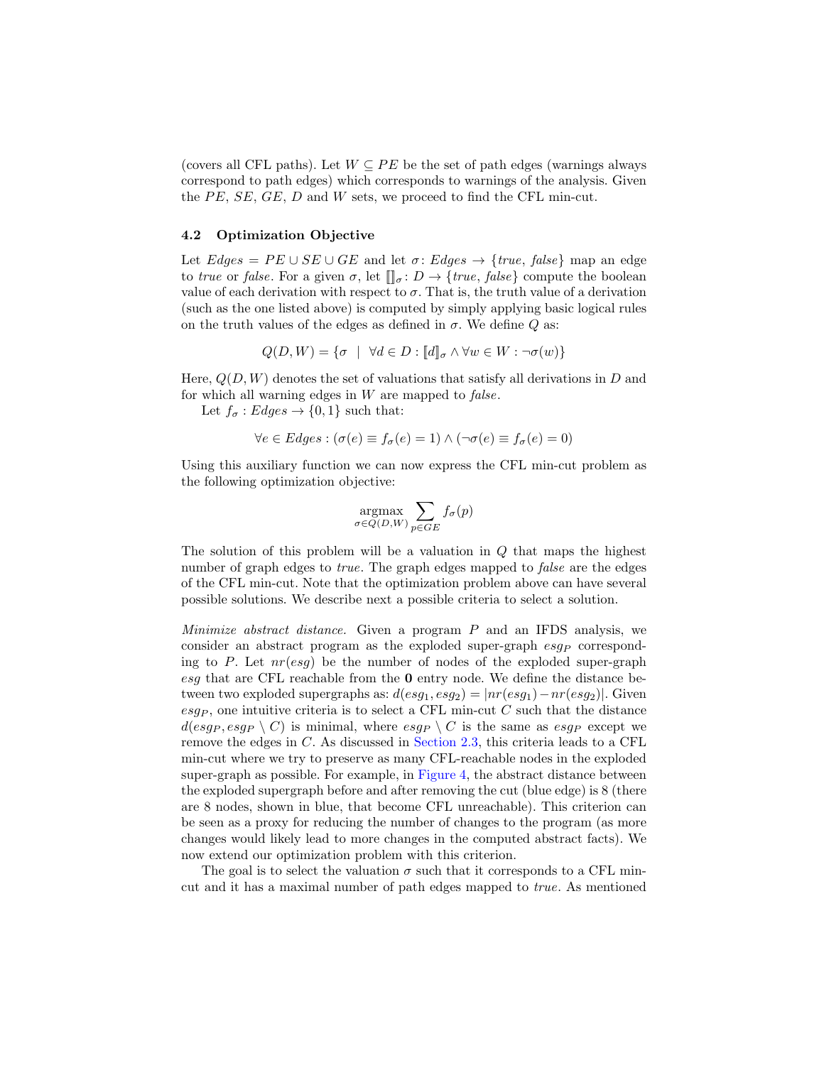(covers all CFL paths). Let $W \subseteq PE$ be the set of path edges (warnings always correspond to path edges) which corresponds to warnings of the analysis. Given the $PE$, $SE$, $GE$, $D$ and $W$ sets, we proceed to find the CFL min-cut.

### 4.2 Optimization Objective

Let $Edges = PE \cup SE \cup GE$ and let $\sigma\colon Edges \to \{true, false\}$ map an edge to *true* or *false*. For a given $\sigma$, let $[\![]\!]_\sigma\colon D \to \{true, false\}$ compute the boolean value of each derivation with respect to $\sigma$. That is, the truth value of a derivation (such as the one listed above) is computed by simply applying basic logical rules on the truth values of the edges as defined in $\sigma$. We define $Q$ as:

$$Q(D, W) = \{\sigma \ \mid \ \forall d \in D : [\![d]\!]_\sigma \wedge \forall w \in W : \neg\sigma(w)\}$$

Here, $Q(D, W)$ denotes the set of valuations that satisfy all derivations in $D$ and for which all warning edges in $W$ are mapped to *false*.

Let $f_\sigma : Edges \to \{0, 1\}$ such that:

$$\forall e \in Edges : (\sigma(e) \equiv f_\sigma(e) = 1) \wedge (\neg\sigma(e) \equiv f_\sigma(e) = 0)$$

Using this auxiliary function we can now express the CFL min-cut problem as the following optimization objective:

$$\underset{\sigma \in Q(D,W)}{\operatorname{argmax}} \sum_{p \in GE} f_\sigma(p)$$

The solution of this problem will be a valuation in $Q$ that maps the highest number of graph edges to *true*. The graph edges mapped to *false* are the edges of the CFL min-cut. Note that the optimization problem above can have several possible solutions. We describe next a possible criteria to select a solution.

*Minimize abstract distance.* Given a program $P$ and an IFDS analysis, we consider an abstract program as the exploded super-graph $esg_P$ corresponding to $P$. Let $nr(esg)$ be the number of nodes of the exploded super-graph $esg$ that are CFL reachable from the **0** entry node. We define the distance between two exploded supergraphs as: $d(esg_1, esg_2) = |nr(esg_1) - nr(esg_2)|$. Given $esg_P$, one intuitive criteria is to select a CFL min-cut $C$ such that the distance $d(esg_P, esg_P \setminus C)$ is minimal, where $esg_P \setminus C$ is the same as $esg_P$ except we remove the edges in $C$. As discussed in Section 2.3, this criteria leads to a CFL min-cut where we try to preserve as many CFL-reachable nodes in the exploded super-graph as possible. For example, in Figure 4, the abstract distance between the exploded supergraph before and after removing the cut (blue edge) is 8 (there are 8 nodes, shown in blue, that become CFL unreachable). This criterion can be seen as a proxy for reducing the number of changes to the program (as more changes would likely lead to more changes in the computed abstract facts). We now extend our optimization problem with this criterion.

The goal is to select the valuation $\sigma$ such that it corresponds to a CFL min-cut and it has a maximal number of path edges mapped to *true*. As mentioned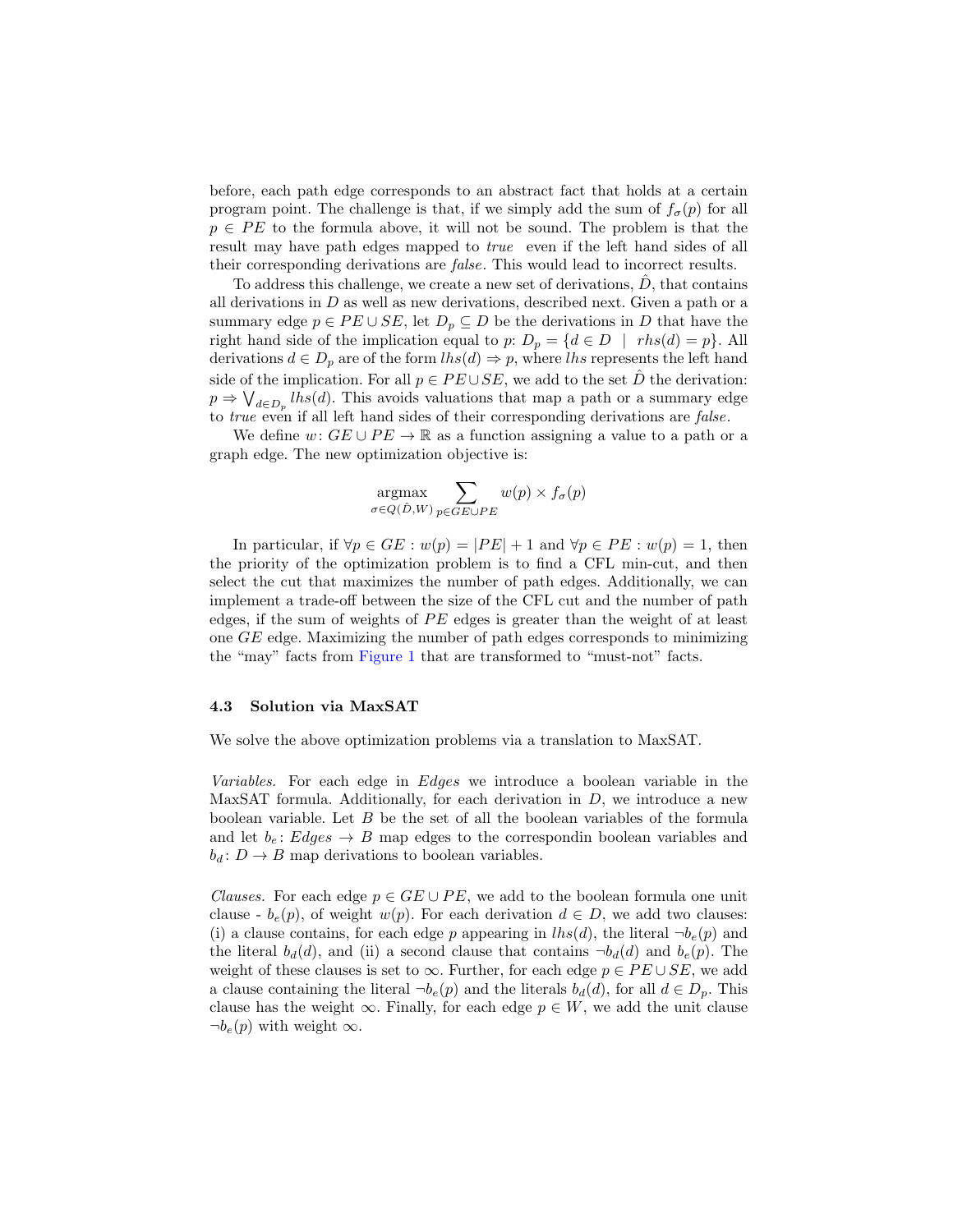before, each path edge corresponds to an abstract fact that holds at a certain program point. The challenge is that, if we simply add the sum of $f_\sigma(p)$ for all $p \in PE$ to the formula above, it will not be sound. The problem is that the result may have path edges mapped to *true* even if the left hand sides of all their corresponding derivations are *false*. This would lead to incorrect results.

To address this challenge, we create a new set of derivations, $\hat{D}$, that contains all derivations in $D$ as well as new derivations, described next. Given a path or a summary edge $p \in PE \cup SE$, let $D_p \subseteq D$ be the derivations in $D$ that have the right hand side of the implication equal to $p$: $D_p = \{d \in D \mid rhs(d) = p\}$. All derivations $d \in D_p$ are of the form $lhs(d) \Rightarrow p$, where $lhs$ represents the left hand side of the implication. For all $p \in PE \cup SE$, we add to the set $\hat{D}$ the derivation: $p \Rightarrow \bigvee_{d \in D_p} lhs(d)$. This avoids valuations that map a path or a summary edge to *true* even if all left hand sides of their corresponding derivations are *false*.

We define $w\colon GE \cup PE \to \mathbb{R}$ as a function assigning a value to a path or a graph edge. The new optimization objective is:

$$\operatorname*{argmax}_{\sigma \in Q(\hat{D}, W)} \sum_{p \in GE \cup PE} w(p) \times f_\sigma(p)$$

In particular, if $\forall p \in GE : w(p) = |PE| + 1$ and $\forall p \in PE : w(p) = 1$, then the priority of the optimization problem is to find a CFL min-cut, and then select the cut that maximizes the number of path edges. Additionally, we can implement a trade-off between the size of the CFL cut and the number of path edges, if the sum of weights of $PE$ edges is greater than the weight of at least one $GE$ edge. Maximizing the number of path edges corresponds to minimizing the "may" facts from Figure 1 that are transformed to "must-not" facts.

### 4.3 Solution via MaxSAT

We solve the above optimization problems via a translation to MaxSAT.

*Variables.* For each edge in *Edges* we introduce a boolean variable in the MaxSAT formula. Additionally, for each derivation in $D$, we introduce a new boolean variable. Let $B$ be the set of all the boolean variables of the formula and let $b_e\colon Edges \to B$ map edges to the correspondin boolean variables and $b_d\colon D \to B$ map derivations to boolean variables.

*Clauses.* For each edge $p \in GE \cup PE$, we add to the boolean formula one unit clause - $b_e(p)$, of weight $w(p)$. For each derivation $d \in D$, we add two clauses: (i) a clause contains, for each edge $p$ appearing in $lhs(d)$, the literal $\neg b_e(p)$ and the literal $b_d(d)$, and (ii) a second clause that contains $\neg b_d(d)$ and $b_e(p)$. The weight of these clauses is set to $\infty$. Further, for each edge $p \in PE \cup SE$, we add a clause containing the literal $\neg b_e(p)$ and the literals $b_d(d)$, for all $d \in D_p$. This clause has the weight $\infty$. Finally, for each edge $p \in W$, we add the unit clause $\neg b_e(p)$ with weight $\infty$.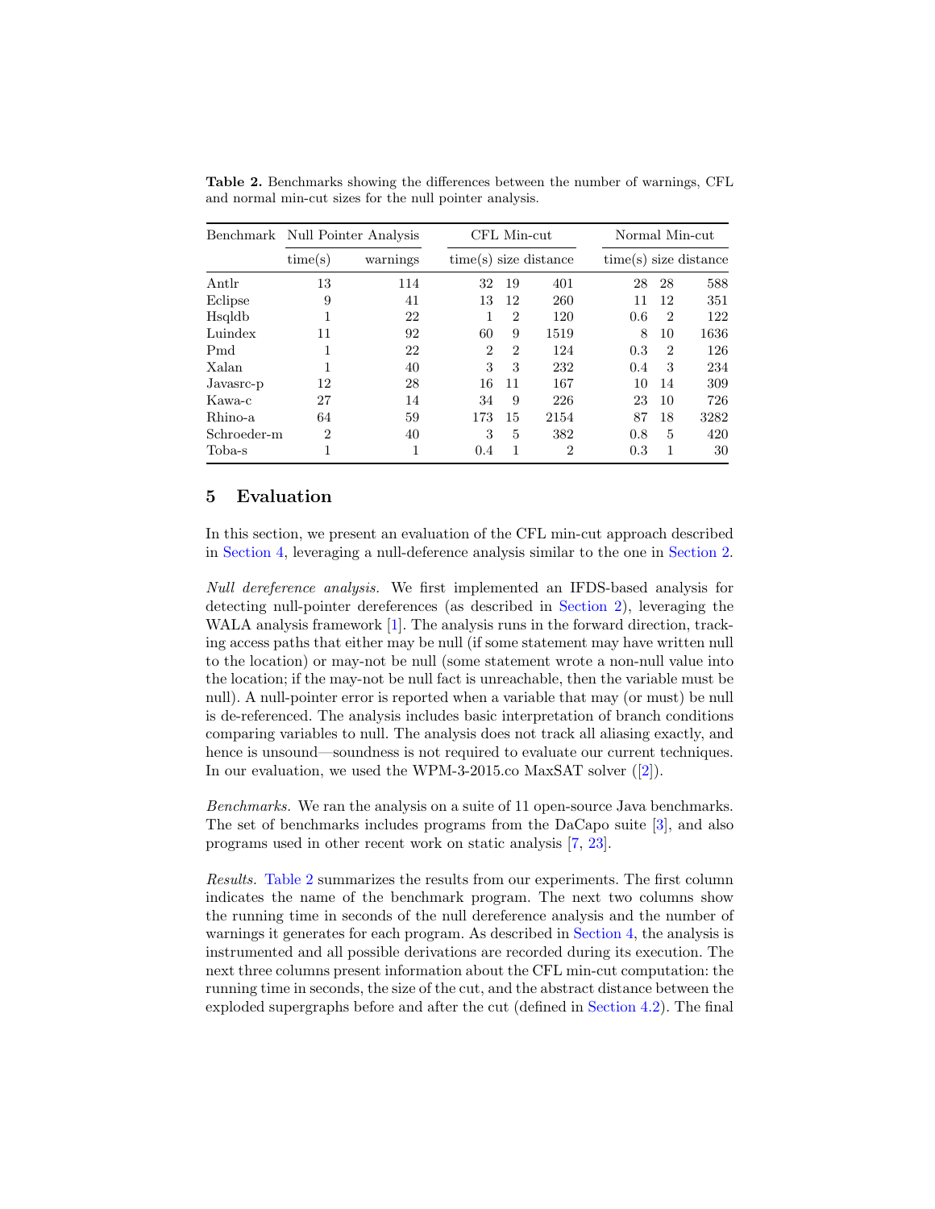**Table 2.** Benchmarks showing the differences between the number of warnings, CFL and normal min-cut sizes for the null pointer analysis.

| Benchmark | Null Pointer Analysis | | CFL Min-cut | | | Normal Min-cut | | |
|---|---|---|---|---|---|---|---|---|
| | time(s) | warnings | time(s) | size | distance | time(s) | size | distance |
| Antlr | 13 | 114 | 32 | 19 | 401 | 28 | 28 | 588 |
| Eclipse | 9 | 41 | 13 | 12 | 260 | 11 | 12 | 351 |
| Hsqldb | 1 | 22 | 1 | 2 | 120 | 0.6 | 2 | 122 |
| Luindex | 11 | 92 | 60 | 9 | 1519 | 8 | 10 | 1636 |
| Pmd | 1 | 22 | 2 | 2 | 124 | 0.3 | 2 | 126 |
| Xalan | 1 | 40 | 3 | 3 | 232 | 0.4 | 3 | 234 |
| Javasrc-p | 12 | 28 | 16 | 11 | 167 | 10 | 14 | 309 |
| Kawa-c | 27 | 14 | 34 | 9 | 226 | 23 | 10 | 726 |
| Rhino-a | 64 | 59 | 173 | 15 | 2154 | 87 | 18 | 3282 |
| Schroeder-m | 2 | 40 | 3 | 5 | 382 | 0.8 | 5 | 420 |
| Toba-s | 1 | 1 | 0.4 | 1 | 2 | 0.3 | 1 | 30 |

## 5 Evaluation

In this section, we present an evaluation of the CFL min-cut approach described in Section 4, leveraging a null-deference analysis similar to the one in Section 2.

*Null dereference analysis.* We first implemented an IFDS-based analysis for detecting null-pointer dereferences (as described in Section 2), leveraging the WALA analysis framework [1]. The analysis runs in the forward direction, tracking access paths that either may be null (if some statement may have written null to the location) or may-not be null (some statement wrote a non-null value into the location; if the may-not be null fact is unreachable, then the variable must be null). A null-pointer error is reported when a variable that may (or must) be null is de-referenced. The analysis includes basic interpretation of branch conditions comparing variables to null. The analysis does not track all aliasing exactly, and hence is unsound—soundness is not required to evaluate our current techniques. In our evaluation, we used the WPM-3-2015.co MaxSAT solver ([2]).

*Benchmarks.* We ran the analysis on a suite of 11 open-source Java benchmarks. The set of benchmarks includes programs from the DaCapo suite [3], and also programs used in other recent work on static analysis [7, 23].

*Results.* Table 2 summarizes the results from our experiments. The first column indicates the name of the benchmark program. The next two columns show the running time in seconds of the null dereference analysis and the number of warnings it generates for each program. As described in Section 4, the analysis is instrumented and all possible derivations are recorded during its execution. The next three columns present information about the CFL min-cut computation: the running time in seconds, the size of the cut, and the abstract distance between the exploded supergraphs before and after the cut (defined in Section 4.2). The final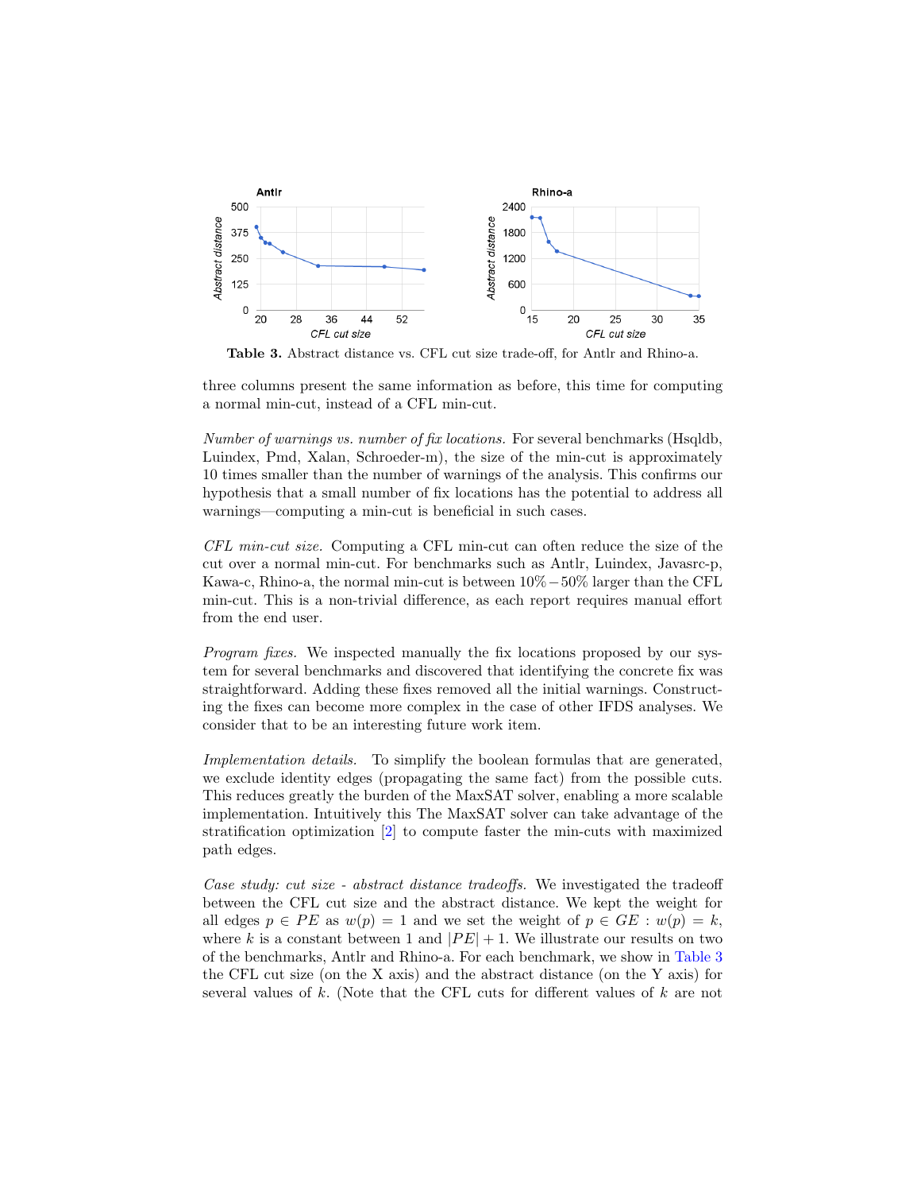Antlr

500
375
250
125
0

Abstract distance

20 28 36 44 52

CFL cut size

Rhino-a

2400
1800
1200
600
0

Abstract distance

15 20 25 30 35

CFL cut size

**Table 3.** Abstract distance vs. CFL cut size trade-off, for Antlr and Rhino-a.

three columns present the same information as before, this time for computing a normal min-cut, instead of a CFL min-cut.

*Number of warnings vs. number of fix locations.* For several benchmarks (Hsqldb, Luindex, Pmd, Xalan, Schroeder-m), the size of the min-cut is approximately 10 times smaller than the number of warnings of the analysis. This confirms our hypothesis that a small number of fix locations has the potential to address all warnings—computing a min-cut is beneficial in such cases.

*CFL min-cut size.* Computing a CFL min-cut can often reduce the size of the cut over a normal min-cut. For benchmarks such as Antlr, Luindex, Javasrc-p, Kawa-c, Rhino-a, the normal min-cut is between $10\% - 50\%$ larger than the CFL min-cut. This is a non-trivial difference, as each report requires manual effort from the end user.

*Program fixes.* We inspected manually the fix locations proposed by our system for several benchmarks and discovered that identifying the concrete fix was straightforward. Adding these fixes removed all the initial warnings. Constructing the fixes can become more complex in the case of other IFDS analyses. We consider that to be an interesting future work item.

*Implementation details.* To simplify the boolean formulas that are generated, we exclude identity edges (propagating the same fact) from the possible cuts. This reduces greatly the burden of the MaxSAT solver, enabling a more scalable implementation. Intuitively this The MaxSAT solver can take advantage of the stratification optimization [2] to compute faster the min-cuts with maximized path edges.

*Case study: cut size - abstract distance tradeoffs.* We investigated the tradeoff between the CFL cut size and the abstract distance. We kept the weight for all edges $p \in PE$ as $w(p) = 1$ and we set the weight of $p \in GE : w(p) = k$, where $k$ is a constant between 1 and $|PE| + 1$. We illustrate our results on two of the benchmarks, Antlr and Rhino-a. For each benchmark, we show in Table 3 the CFL cut size (on the X axis) and the abstract distance (on the Y axis) for several values of $k$. (Note that the CFL cuts for different values of $k$ are not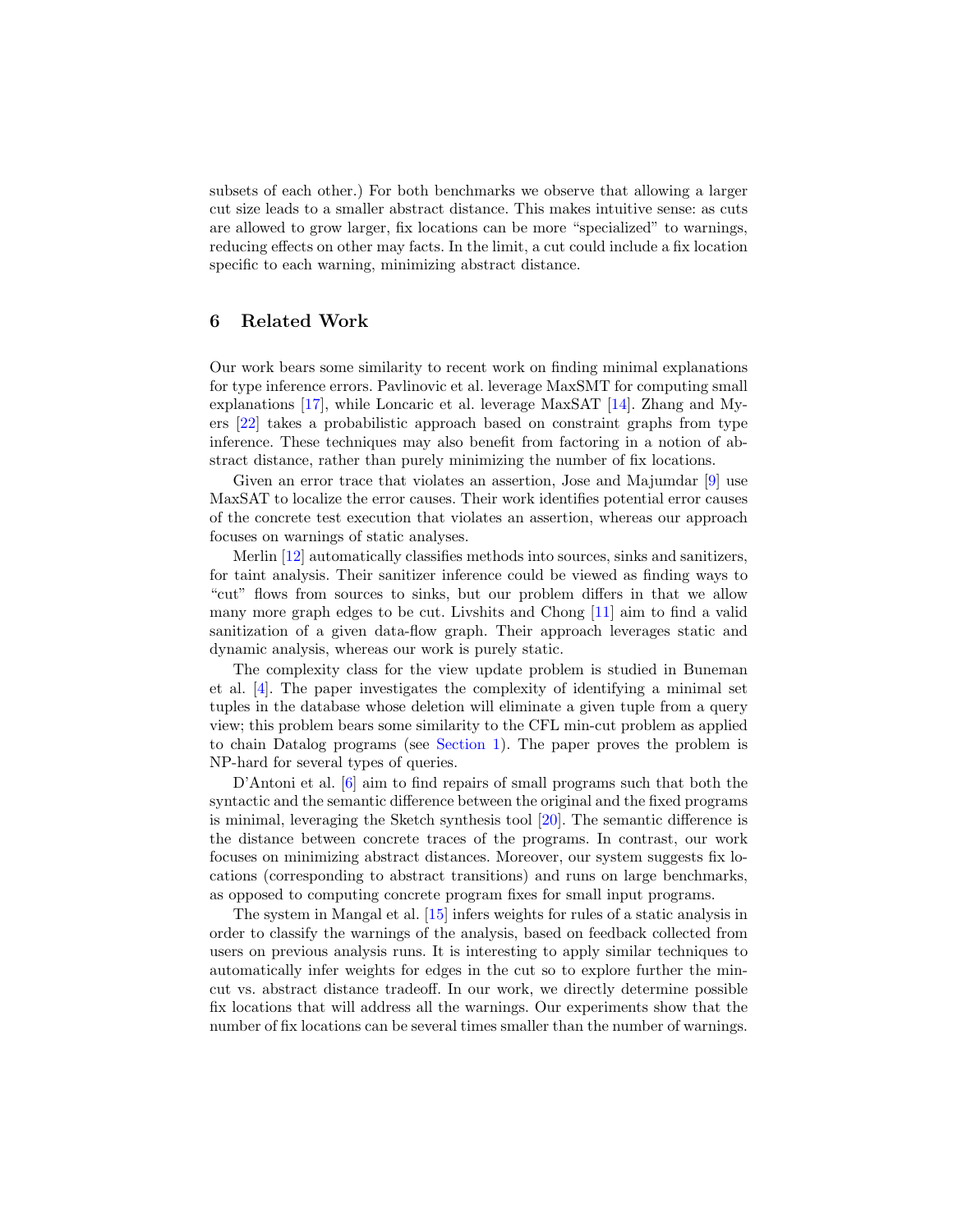subsets of each other.) For both benchmarks we observe that allowing a larger cut size leads to a smaller abstract distance. This makes intuitive sense: as cuts are allowed to grow larger, fix locations can be more "specialized" to warnings, reducing effects on other may facts. In the limit, a cut could include a fix location specific to each warning, minimizing abstract distance.

## 6 Related Work

Our work bears some similarity to recent work on finding minimal explanations for type inference errors. Pavlinovic et al. leverage MaxSMT for computing small explanations [17], while Loncaric et al. leverage MaxSAT [14]. Zhang and Myers [22] takes a probabilistic approach based on constraint graphs from type inference. These techniques may also benefit from factoring in a notion of abstract distance, rather than purely minimizing the number of fix locations.

Given an error trace that violates an assertion, Jose and Majumdar [9] use MaxSAT to localize the error causes. Their work identifies potential error causes of the concrete test execution that violates an assertion, whereas our approach focuses on warnings of static analyses.

Merlin [12] automatically classifies methods into sources, sinks and sanitizers, for taint analysis. Their sanitizer inference could be viewed as finding ways to "cut" flows from sources to sinks, but our problem differs in that we allow many more graph edges to be cut. Livshits and Chong [11] aim to find a valid sanitization of a given data-flow graph. Their approach leverages static and dynamic analysis, whereas our work is purely static.

The complexity class for the view update problem is studied in Buneman et al. [4]. The paper investigates the complexity of identifying a minimal set tuples in the database whose deletion will eliminate a given tuple from a query view; this problem bears some similarity to the CFL min-cut problem as applied to chain Datalog programs (see Section 1). The paper proves the problem is NP-hard for several types of queries.

D'Antoni et al. [6] aim to find repairs of small programs such that both the syntactic and the semantic difference between the original and the fixed programs is minimal, leveraging the Sketch synthesis tool [20]. The semantic difference is the distance between concrete traces of the programs. In contrast, our work focuses on minimizing abstract distances. Moreover, our system suggests fix locations (corresponding to abstract transitions) and runs on large benchmarks, as opposed to computing concrete program fixes for small input programs.

The system in Mangal et al. [15] infers weights for rules of a static analysis in order to classify the warnings of the analysis, based on feedback collected from users on previous analysis runs. It is interesting to apply similar techniques to automatically infer weights for edges in the cut so to explore further the min-cut vs. abstract distance tradeoff. In our work, we directly determine possible fix locations that will address all the warnings. Our experiments show that the number of fix locations can be several times smaller than the number of warnings.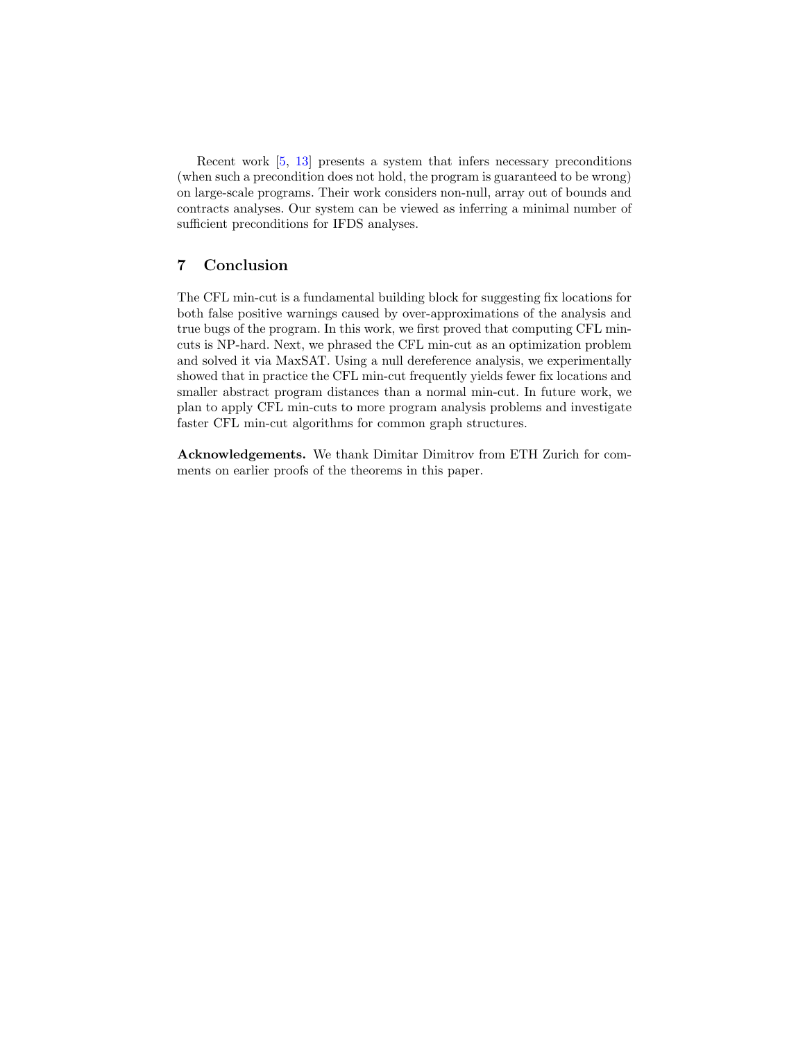Recent work [5, 13] presents a system that infers necessary preconditions (when such a precondition does not hold, the program is guaranteed to be wrong) on large-scale programs. Their work considers non-null, array out of bounds and contracts analyses. Our system can be viewed as inferring a minimal number of sufficient preconditions for IFDS analyses.

## 7 Conclusion

The CFL min-cut is a fundamental building block for suggesting fix locations for both false positive warnings caused by over-approximations of the analysis and true bugs of the program. In this work, we first proved that computing CFL min-cuts is NP-hard. Next, we phrased the CFL min-cut as an optimization problem and solved it via MaxSAT. Using a null dereference analysis, we experimentally showed that in practice the CFL min-cut frequently yields fewer fix locations and smaller abstract program distances than a normal min-cut. In future work, we plan to apply CFL min-cuts to more program analysis problems and investigate faster CFL min-cut algorithms for common graph structures.

**Acknowledgements.** We thank Dimitar Dimitrov from ETH Zurich for comments on earlier proofs of the theorems in this paper.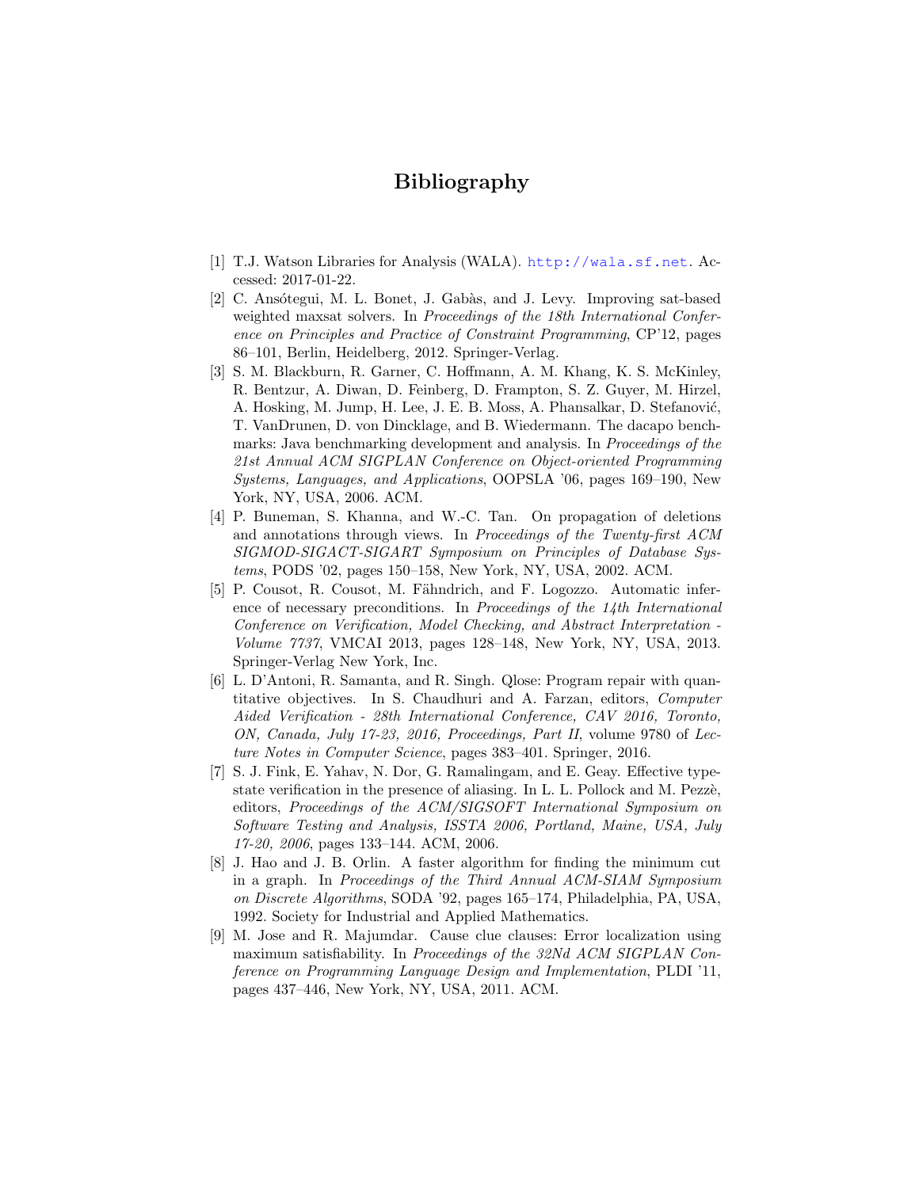# Bibliography

[1] T.J. Watson Libraries for Analysis (WALA). http://wala.sf.net. Accessed: 2017-01-22.

[2] C. Ansótegui, M. L. Bonet, J. Gabàs, and J. Levy. Improving sat-based weighted maxsat solvers. In *Proceedings of the 18th International Conference on Principles and Practice of Constraint Programming*, CP'12, pages 86–101, Berlin, Heidelberg, 2012. Springer-Verlag.

[3] S. M. Blackburn, R. Garner, C. Hoffmann, A. M. Khang, K. S. McKinley, R. Bentzur, A. Diwan, D. Feinberg, D. Frampton, S. Z. Guyer, M. Hirzel, A. Hosking, M. Jump, H. Lee, J. E. B. Moss, A. Phansalkar, D. Stefanović, T. VanDrunen, D. von Dincklage, and B. Wiedermann. The dacapo benchmarks: Java benchmarking development and analysis. In *Proceedings of the 21st Annual ACM SIGPLAN Conference on Object-oriented Programming Systems, Languages, and Applications*, OOPSLA '06, pages 169–190, New York, NY, USA, 2006. ACM.

[4] P. Buneman, S. Khanna, and W.-C. Tan. On propagation of deletions and annotations through views. In *Proceedings of the Twenty-first ACM SIGMOD-SIGACT-SIGART Symposium on Principles of Database Systems*, PODS '02, pages 150–158, New York, NY, USA, 2002. ACM.

[5] P. Cousot, R. Cousot, M. Fähndrich, and F. Logozzo. Automatic inference of necessary preconditions. In *Proceedings of the 14th International Conference on Verification, Model Checking, and Abstract Interpretation - Volume 7737*, VMCAI 2013, pages 128–148, New York, NY, USA, 2013. Springer-Verlag New York, Inc.

[6] L. D'Antoni, R. Samanta, and R. Singh. Qlose: Program repair with quantitative objectives. In S. Chaudhuri and A. Farzan, editors, *Computer Aided Verification - 28th International Conference, CAV 2016, Toronto, ON, Canada, July 17-23, 2016, Proceedings, Part II*, volume 9780 of *Lecture Notes in Computer Science*, pages 383–401. Springer, 2016.

[7] S. J. Fink, E. Yahav, N. Dor, G. Ramalingam, and E. Geay. Effective typestate verification in the presence of aliasing. In L. L. Pollock and M. Pezzè, editors, *Proceedings of the ACM/SIGSOFT International Symposium on Software Testing and Analysis, ISSTA 2006, Portland, Maine, USA, July 17-20, 2006*, pages 133–144. ACM, 2006.

[8] J. Hao and J. B. Orlin. A faster algorithm for finding the minimum cut in a graph. In *Proceedings of the Third Annual ACM-SIAM Symposium on Discrete Algorithms*, SODA '92, pages 165–174, Philadelphia, PA, USA, 1992. Society for Industrial and Applied Mathematics.

[9] M. Jose and R. Majumdar. Cause clue clauses: Error localization using maximum satisfiability. In *Proceedings of the 32Nd ACM SIGPLAN Conference on Programming Language Design and Implementation*, PLDI '11, pages 437–446, New York, NY, USA, 2011. ACM.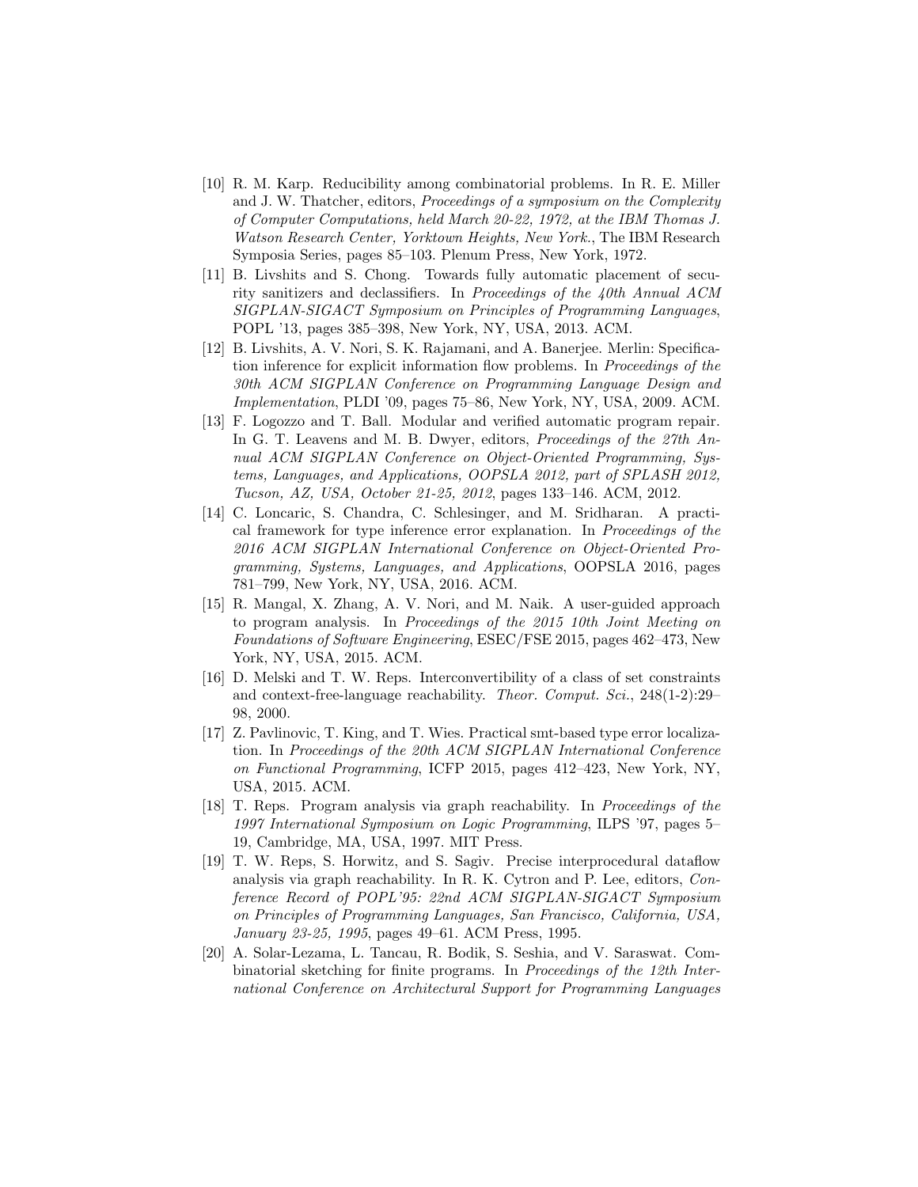[10] R. M. Karp. Reducibility among combinatorial problems. In R. E. Miller and J. W. Thatcher, editors, *Proceedings of a symposium on the Complexity of Computer Computations, held March 20-22, 1972, at the IBM Thomas J. Watson Research Center, Yorktown Heights, New York.*, The IBM Research Symposia Series, pages 85–103. Plenum Press, New York, 1972.

[11] B. Livshits and S. Chong. Towards fully automatic placement of security sanitizers and declassifiers. In *Proceedings of the 40th Annual ACM SIGPLAN-SIGACT Symposium on Principles of Programming Languages*, POPL '13, pages 385–398, New York, NY, USA, 2013. ACM.

[12] B. Livshits, A. V. Nori, S. K. Rajamani, and A. Banerjee. Merlin: Specification inference for explicit information flow problems. In *Proceedings of the 30th ACM SIGPLAN Conference on Programming Language Design and Implementation*, PLDI '09, pages 75–86, New York, NY, USA, 2009. ACM.

[13] F. Logozzo and T. Ball. Modular and verified automatic program repair. In G. T. Leavens and M. B. Dwyer, editors, *Proceedings of the 27th Annual ACM SIGPLAN Conference on Object-Oriented Programming, Systems, Languages, and Applications, OOPSLA 2012, part of SPLASH 2012, Tucson, AZ, USA, October 21-25, 2012*, pages 133–146. ACM, 2012.

[14] C. Loncaric, S. Chandra, C. Schlesinger, and M. Sridharan. A practical framework for type inference error explanation. In *Proceedings of the 2016 ACM SIGPLAN International Conference on Object-Oriented Programming, Systems, Languages, and Applications*, OOPSLA 2016, pages 781–799, New York, NY, USA, 2016. ACM.

[15] R. Mangal, X. Zhang, A. V. Nori, and M. Naik. A user-guided approach to program analysis. In *Proceedings of the 2015 10th Joint Meeting on Foundations of Software Engineering*, ESEC/FSE 2015, pages 462–473, New York, NY, USA, 2015. ACM.

[16] D. Melski and T. W. Reps. Interconvertibility of a class of set constraints and context-free-language reachability. *Theor. Comput. Sci.*, 248(1-2):29–98, 2000.

[17] Z. Pavlinovic, T. King, and T. Wies. Practical smt-based type error localization. In *Proceedings of the 20th ACM SIGPLAN International Conference on Functional Programming*, ICFP 2015, pages 412–423, New York, NY, USA, 2015. ACM.

[18] T. Reps. Program analysis via graph reachability. In *Proceedings of the 1997 International Symposium on Logic Programming*, ILPS '97, pages 5–19, Cambridge, MA, USA, 1997. MIT Press.

[19] T. W. Reps, S. Horwitz, and S. Sagiv. Precise interprocedural dataflow analysis via graph reachability. In R. K. Cytron and P. Lee, editors, *Conference Record of POPL'95: 22nd ACM SIGPLAN-SIGACT Symposium on Principles of Programming Languages, San Francisco, California, USA, January 23-25, 1995*, pages 49–61. ACM Press, 1995.

[20] A. Solar-Lezama, L. Tancau, R. Bodik, S. Seshia, and V. Saraswat. Combinatorial sketching for finite programs. In *Proceedings of the 12th International Conference on Architectural Support for Programming Languages*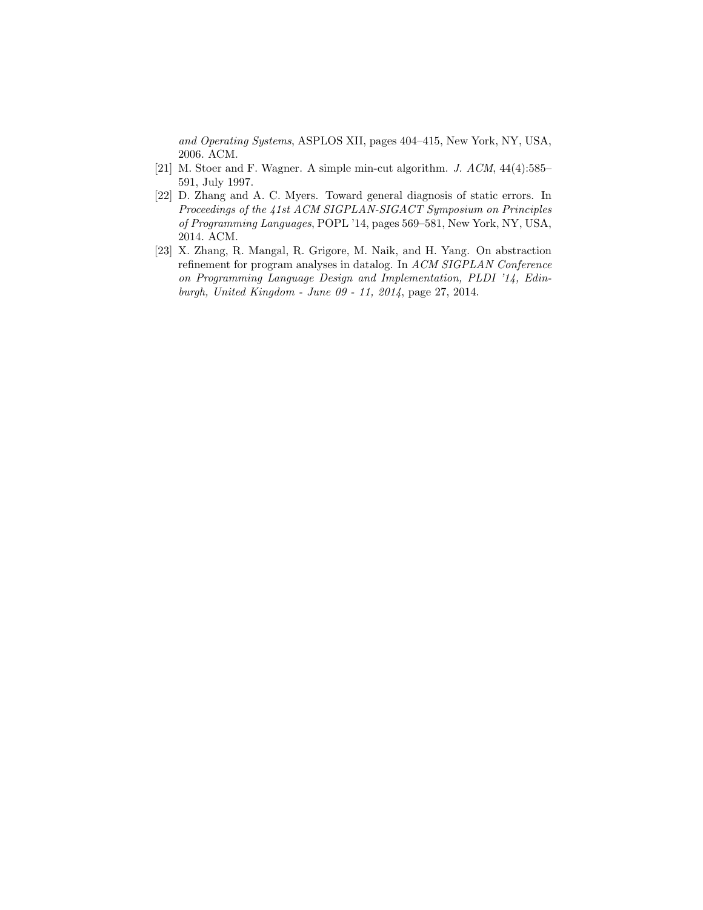*and Operating Systems*, ASPLOS XII, pages 404–415, New York, NY, USA, 2006. ACM.

[21] M. Stoer and F. Wagner. A simple min-cut algorithm. *J. ACM*, 44(4):585–591, July 1997.

[22] D. Zhang and A. C. Myers. Toward general diagnosis of static errors. In *Proceedings of the 41st ACM SIGPLAN-SIGACT Symposium on Principles of Programming Languages*, POPL '14, pages 569–581, New York, NY, USA, 2014. ACM.

[23] X. Zhang, R. Mangal, R. Grigore, M. Naik, and H. Yang. On abstraction refinement for program analyses in datalog. In *ACM SIGPLAN Conference on Programming Language Design and Implementation, PLDI '14, Edinburgh, United Kingdom - June 09 - 11, 2014*, page 27, 2014.